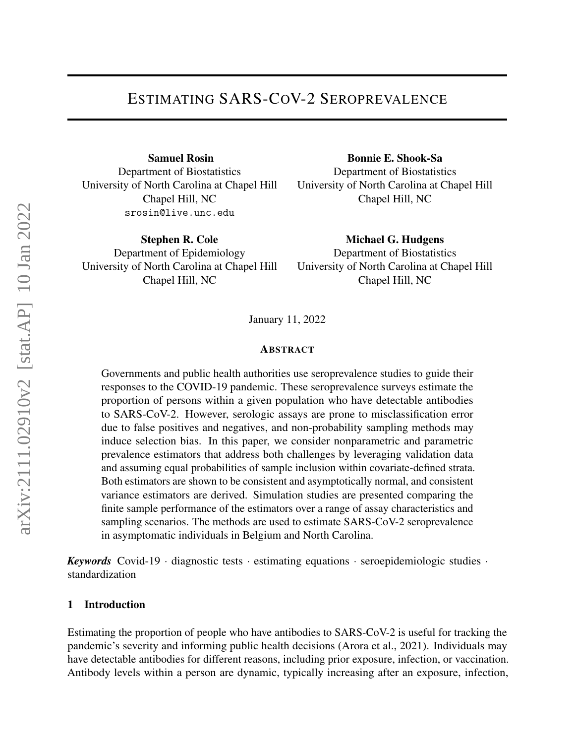# ESTIMATING SARS-COV-2 SEROPREVALENCE

**Samuel Rosin**
Department of Biostatistics
University of North Carolina at Chapel Hill
Chapel Hill, NC
srosin@live.unc.edu

**Bonnie E. Shook-Sa**
Department of Biostatistics
University of North Carolina at Chapel Hill
Chapel Hill, NC

**Stephen R. Cole**
Department of Epidemiology
University of North Carolina at Chapel Hill
Chapel Hill, NC

**Michael G. Hudgens**
Department of Biostatistics
University of North Carolina at Chapel Hill
Chapel Hill, NC

January 11, 2022

**ABSTRACT**

Governments and public health authorities use seroprevalence studies to guide their responses to the COVID-19 pandemic. These seroprevalence surveys estimate the proportion of persons within a given population who have detectable antibodies to SARS-CoV-2. However, serologic assays are prone to misclassification error due to false positives and negatives, and non-probability sampling methods may induce selection bias. In this paper, we consider nonparametric and parametric prevalence estimators that address both challenges by leveraging validation data and assuming equal probabilities of sample inclusion within covariate-defined strata. Both estimators are shown to be consistent and asymptotically normal, and consistent variance estimators are derived. Simulation studies are presented comparing the finite sample performance of the estimators over a range of assay characteristics and sampling scenarios. The methods are used to estimate SARS-CoV-2 seroprevalence in asymptomatic individuals in Belgium and North Carolina.

***Keywords*** Covid-19 · diagnostic tests · estimating equations · seroepidemiologic studies · standardization

## 1 Introduction

Estimating the proportion of people who have antibodies to SARS-CoV-2 is useful for tracking the pandemic's severity and informing public health decisions (Arora et al., 2021). Individuals may have detectable antibodies for different reasons, including prior exposure, infection, or vaccination. Antibody levels within a person are dynamic, typically increasing after an exposure, infection,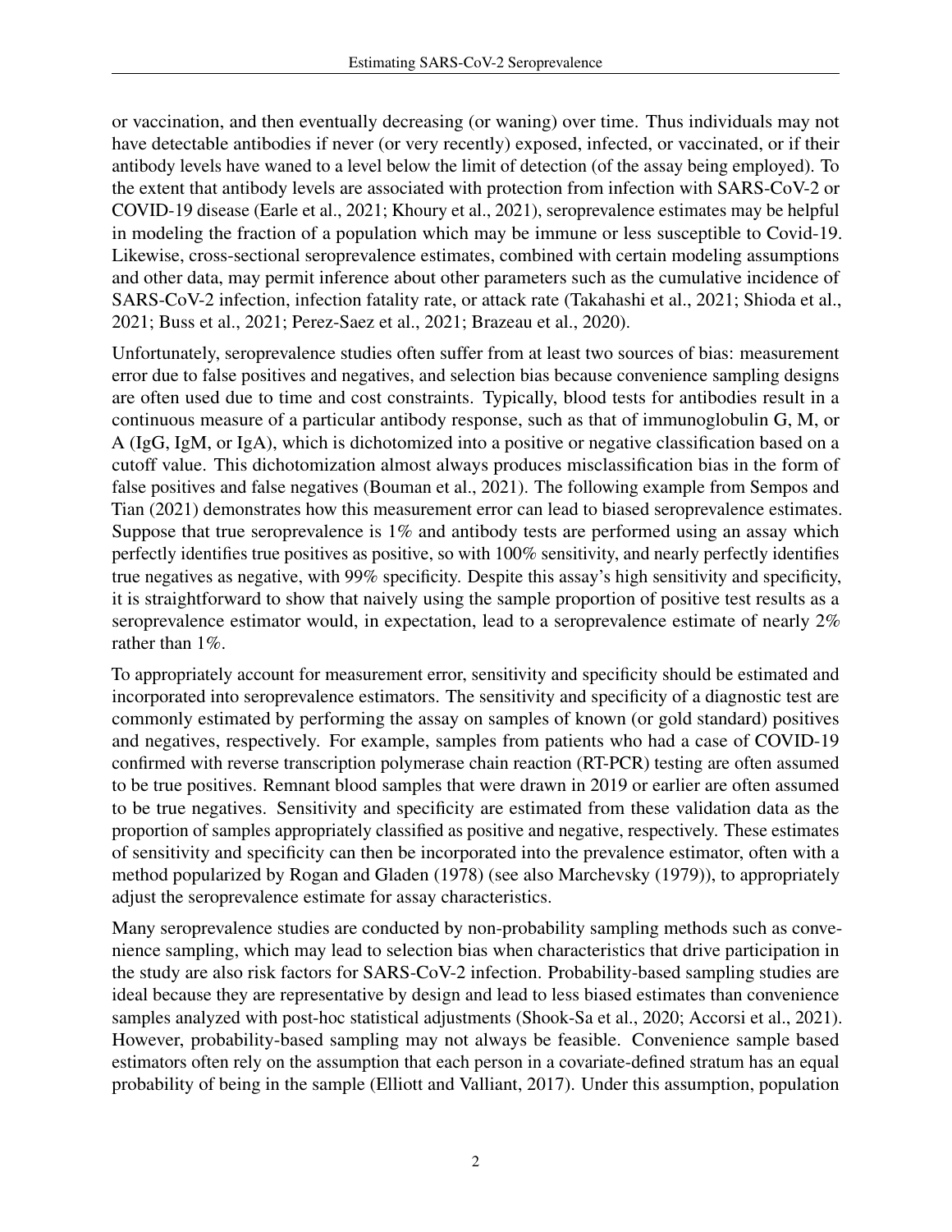or vaccination, and then eventually decreasing (or waning) over time. Thus individuals may not have detectable antibodies if never (or very recently) exposed, infected, or vaccinated, or if their antibody levels have waned to a level below the limit of detection (of the assay being employed). To the extent that antibody levels are associated with protection from infection with SARS-CoV-2 or COVID-19 disease (Earle et al., 2021; Khoury et al., 2021), seroprevalence estimates may be helpful in modeling the fraction of a population which may be immune or less susceptible to Covid-19. Likewise, cross-sectional seroprevalence estimates, combined with certain modeling assumptions and other data, may permit inference about other parameters such as the cumulative incidence of SARS-CoV-2 infection, infection fatality rate, or attack rate (Takahashi et al., 2021; Shioda et al., 2021; Buss et al., 2021; Perez-Saez et al., 2021; Brazeau et al., 2020).

Unfortunately, seroprevalence studies often suffer from at least two sources of bias: measurement error due to false positives and negatives, and selection bias because convenience sampling designs are often used due to time and cost constraints. Typically, blood tests for antibodies result in a continuous measure of a particular antibody response, such as that of immunoglobulin G, M, or A (IgG, IgM, or IgA), which is dichotomized into a positive or negative classification based on a cutoff value. This dichotomization almost always produces misclassification bias in the form of false positives and false negatives (Bouman et al., 2021). The following example from Sempos and Tian (2021) demonstrates how this measurement error can lead to biased seroprevalence estimates. Suppose that true seroprevalence is 1% and antibody tests are performed using an assay which perfectly identifies true positives as positive, so with 100% sensitivity, and nearly perfectly identifies true negatives as negative, with 99% specificity. Despite this assay's high sensitivity and specificity, it is straightforward to show that naively using the sample proportion of positive test results as a seroprevalence estimator would, in expectation, lead to a seroprevalence estimate of nearly 2% rather than 1%.

To appropriately account for measurement error, sensitivity and specificity should be estimated and incorporated into seroprevalence estimators. The sensitivity and specificity of a diagnostic test are commonly estimated by performing the assay on samples of known (or gold standard) positives and negatives, respectively. For example, samples from patients who had a case of COVID-19 confirmed with reverse transcription polymerase chain reaction (RT-PCR) testing are often assumed to be true positives. Remnant blood samples that were drawn in 2019 or earlier are often assumed to be true negatives. Sensitivity and specificity are estimated from these validation data as the proportion of samples appropriately classified as positive and negative, respectively. These estimates of sensitivity and specificity can then be incorporated into the prevalence estimator, often with a method popularized by Rogan and Gladen (1978) (see also Marchevsky (1979)), to appropriately adjust the seroprevalence estimate for assay characteristics.

Many seroprevalence studies are conducted by non-probability sampling methods such as convenience sampling, which may lead to selection bias when characteristics that drive participation in the study are also risk factors for SARS-CoV-2 infection. Probability-based sampling studies are ideal because they are representative by design and lead to less biased estimates than convenience samples analyzed with post-hoc statistical adjustments (Shook-Sa et al., 2020; Accorsi et al., 2021). However, probability-based sampling may not always be feasible. Convenience sample based estimators often rely on the assumption that each person in a covariate-defined stratum has an equal probability of being in the sample (Elliott and Valliant, 2017). Under this assumption, population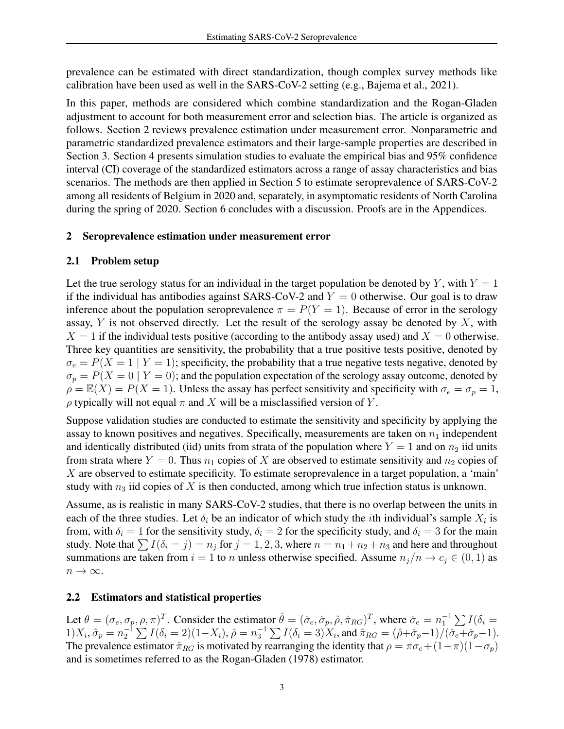prevalence can be estimated with direct standardization, though complex survey methods like calibration have been used as well in the SARS-CoV-2 setting (e.g., Bajema et al., 2021).

In this paper, methods are considered which combine standardization and the Rogan-Gladen adjustment to account for both measurement error and selection bias. The article is organized as follows. Section 2 reviews prevalence estimation under measurement error. Nonparametric and parametric standardized prevalence estimators and their large-sample properties are described in Section 3. Section 4 presents simulation studies to evaluate the empirical bias and 95% confidence interval (CI) coverage of the standardized estimators across a range of assay characteristics and bias scenarios. The methods are then applied in Section 5 to estimate seroprevalence of SARS-CoV-2 among all residents of Belgium in 2020 and, separately, in asymptomatic residents of North Carolina during the spring of 2020. Section 6 concludes with a discussion. Proofs are in the Appendices.

## 2 Seroprevalence estimation under measurement error

### 2.1 Problem setup

Let the true serology status for an individual in the target population be denoted by $Y$, with $Y = 1$ if the individual has antibodies against SARS-CoV-2 and $Y = 0$ otherwise. Our goal is to draw inference about the population seroprevalence $\pi = P(Y = 1)$. Because of error in the serology assay, $Y$ is not observed directly. Let the result of the serology assay be denoted by $X$, with $X = 1$ if the individual tests positive (according to the antibody assay used) and $X = 0$ otherwise. Three key quantities are sensitivity, the probability that a true positive tests positive, denoted by $\sigma_e = P(X = 1 \mid Y = 1)$; specificity, the probability that a true negative tests negative, denoted by $\sigma_p = P(X = 0 \mid Y = 0)$; and the population expectation of the serology assay outcome, denoted by $\rho = \mathbb{E}(X) = P(X = 1)$. Unless the assay has perfect sensitivity and specificity with $\sigma_e = \sigma_p = 1$, $\rho$ typically will not equal $\pi$ and $X$ will be a misclassified version of $Y$.

Suppose validation studies are conducted to estimate the sensitivity and specificity by applying the assay to known positives and negatives. Specifically, measurements are taken on $n_1$ independent and identically distributed (iid) units from strata of the population where $Y = 1$ and on $n_2$ iid units from strata where $Y = 0$. Thus $n_1$ copies of $X$ are observed to estimate sensitivity and $n_2$ copies of $X$ are observed to estimate specificity. To estimate seroprevalence in a target population, a 'main' study with $n_3$ iid copies of $X$ is then conducted, among which true infection status is unknown.

Assume, as is realistic in many SARS-CoV-2 studies, that there is no overlap between the units in each of the three studies. Let $\delta_i$ be an indicator of which study the $i$th individual's sample $X_i$ is from, with $\delta_i = 1$ for the sensitivity study, $\delta_i = 2$ for the specificity study, and $\delta_i = 3$ for the main study. Note that $\sum I(\delta_i = j) = n_j$ for $j = 1, 2, 3$, where $n = n_1 + n_2 + n_3$ and here and throughout summations are taken from $i = 1$ to $n$ unless otherwise specified. Assume $n_j/n \to c_j \in (0, 1)$ as $n \to \infty$.

### 2.2 Estimators and statistical properties

Let $\theta = (\sigma_e, \sigma_p, \rho, \pi)^T$. Consider the estimator $\hat{\theta} = (\hat{\sigma}_e, \hat{\sigma}_p, \hat{\rho}, \hat{\pi}_{RG})^T$, where $\hat{\sigma}_e = n_1^{-1} \sum I(\delta_i = 1)X_i$, $\hat{\sigma}_p = n_2^{-1} \sum I(\delta_i = 2)(1-X_i)$, $\hat{\rho} = n_3^{-1} \sum I(\delta_i = 3)X_i$, and $\hat{\pi}_{RG} = (\hat{\rho}+\hat{\sigma}_p-1)/(\hat{\sigma}_e+\hat{\sigma}_p-1)$. The prevalence estimator $\hat{\pi}_{RG}$ is motivated by rearranging the identity that $\rho = \pi\sigma_e + (1-\pi)(1-\sigma_p)$ and is sometimes referred to as the Rogan-Gladen (1978) estimator.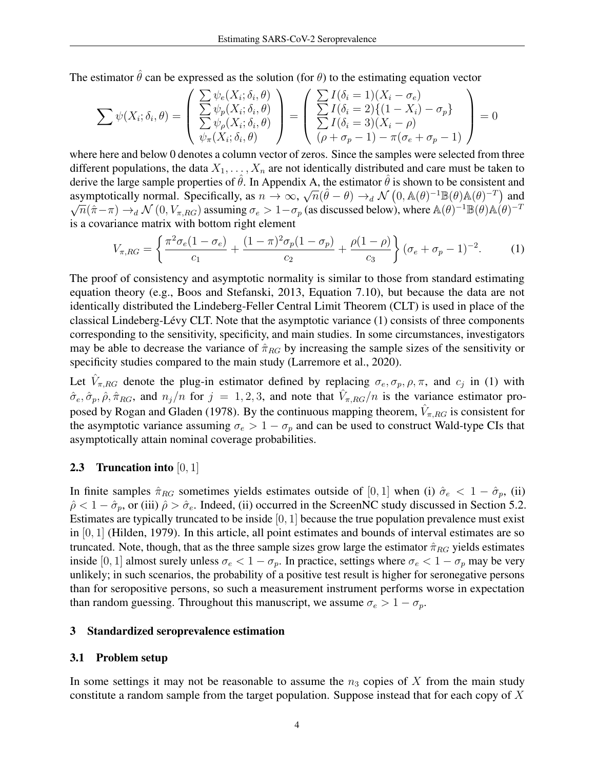The estimator $\hat{\theta}$ can be expressed as the solution (for $\theta$) to the estimating equation vector

$$\sum \psi(X_i;\delta_i,\theta) = \begin{pmatrix} \sum \psi_e(X_i;\delta_i,\theta) \\ \sum \psi_p(X_i;\delta_i,\theta) \\ \sum \psi_\rho(X_i;\delta_i,\theta) \\ \psi_\pi(X_i;\delta_i,\theta) \end{pmatrix} = \begin{pmatrix} \sum I(\delta_i=1)(X_i-\sigma_e) \\ \sum I(\delta_i=2)\{(1-X_i)-\sigma_p\} \\ \sum I(\delta_i=3)(X_i-\rho) \\ (\rho+\sigma_p-1)-\pi(\sigma_e+\sigma_p-1) \end{pmatrix} = 0$$

where here and below 0 denotes a column vector of zeros. Since the samples were selected from three different populations, the data $X_1,\ldots,X_n$ are not identically distributed and care must be taken to derive the large sample properties of $\hat{\theta}$. In Appendix A, the estimator $\hat{\theta}$ is shown to be consistent and asymptotically normal. Specifically, as $n\to\infty$, $\sqrt{n}(\hat{\theta}-\theta)\to_d \mathcal{N}\left(0,\mathbb{A}(\theta)^{-1}\mathbb{B}(\theta)\mathbb{A}(\theta)^{-T}\right)$ and $\sqrt{n}(\hat{\pi}-\pi)\to_d \mathcal{N}\left(0,V_{\pi,RG}\right)$ assuming $\sigma_e > 1-\sigma_p$ (as discussed below), where $\mathbb{A}(\theta)^{-1}\mathbb{B}(\theta)\mathbb{A}(\theta)^{-T}$ is a covariance matrix with bottom right element

$$V_{\pi,RG} = \left\{\frac{\pi^2\sigma_e(1-\sigma_e)}{c_1} + \frac{(1-\pi)^2\sigma_p(1-\sigma_p)}{c_2} + \frac{\rho(1-\rho)}{c_3}\right\}(\sigma_e+\sigma_p-1)^{-2}. \qquad (1)$$

The proof of consistency and asymptotic normality is similar to those from standard estimating equation theory (e.g., Boos and Stefanski, 2013, Equation 7.10), but because the data are not identically distributed the Lindeberg-Feller Central Limit Theorem (CLT) is used in place of the classical Lindeberg-Lévy CLT. Note that the asymptotic variance (1) consists of three components corresponding to the sensitivity, specificity, and main studies. In some circumstances, investigators may be able to decrease the variance of $\hat{\pi}_{RG}$ by increasing the sample sizes of the sensitivity or specificity studies compared to the main study (Larremore et al., 2020).

Let $\hat{V}_{\pi,RG}$ denote the plug-in estimator defined by replacing $\sigma_e,\sigma_p,\rho,\pi$, and $c_j$ in (1) with $\hat{\sigma}_e,\hat{\sigma}_p,\hat{\rho},\hat{\pi}_{RG}$, and $n_j/n$ for $j=1,2,3$, and note that $\hat{V}_{\pi,RG}/n$ is the variance estimator proposed by Rogan and Gladen (1978). By the continuous mapping theorem, $\hat{V}_{\pi,RG}$ is consistent for the asymptotic variance assuming $\sigma_e > 1-\sigma_p$ and can be used to construct Wald-type CIs that asymptotically attain nominal coverage probabilities.

### 2.3 Truncation into $[0,1]$

In finite samples $\hat{\pi}_{RG}$ sometimes yields estimates outside of $[0,1]$ when (i) $\hat{\sigma}_e < 1-\hat{\sigma}_p$, (ii) $\hat{\rho} < 1-\hat{\sigma}_p$, or (iii) $\hat{\rho} > \hat{\sigma}_e$. Indeed, (ii) occurred in the ScreenNC study discussed in Section 5.2. Estimates are typically truncated to be inside $[0,1]$ because the true population prevalence must exist in $[0,1]$ (Hilden, 1979). In this article, all point estimates and bounds of interval estimates are so truncated. Note, though, that as the three sample sizes grow large the estimator $\hat{\pi}_{RG}$ yields estimates inside $[0,1]$ almost surely unless $\sigma_e < 1-\sigma_p$. In practice, settings where $\sigma_e < 1-\sigma_p$ may be very unlikely; in such scenarios, the probability of a positive test result is higher for seronegative persons than for seropositive persons, so such a measurement instrument performs worse in expectation than random guessing. Throughout this manuscript, we assume $\sigma_e > 1-\sigma_p$.

## 3 Standardized seroprevalence estimation

### 3.1 Problem setup

In some settings it may not be reasonable to assume the $n_3$ copies of $X$ from the main study constitute a random sample from the target population. Suppose instead that for each copy of $X$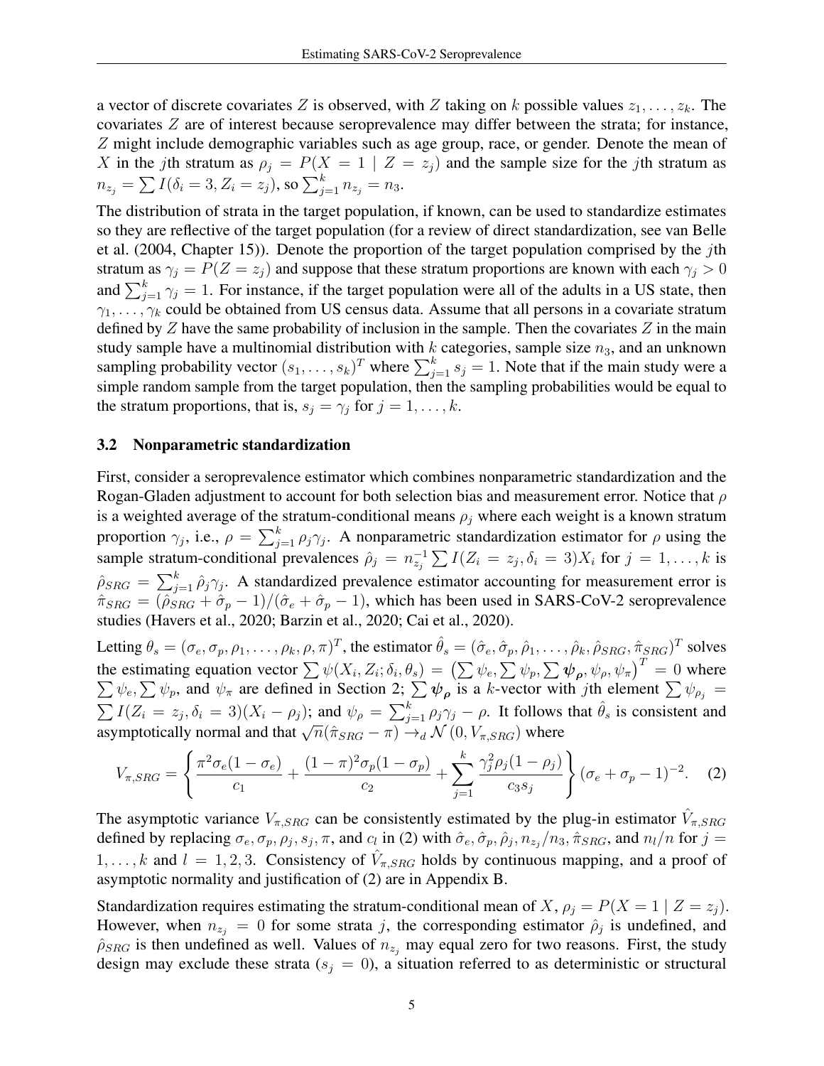a vector of discrete covariates $Z$ is observed, with $Z$ taking on $k$ possible values $z_1, \ldots, z_k$. The covariates $Z$ are of interest because seroprevalence may differ between the strata; for instance, $Z$ might include demographic variables such as age group, race, or gender. Denote the mean of $X$ in the $j$th stratum as $\rho_j = P(X = 1 \mid Z = z_j)$ and the sample size for the $j$th stratum as $n_{z_j} = \sum I(\delta_i = 3, Z_i = z_j)$, so $\sum_{j=1}^{k} n_{z_j} = n_3$.

The distribution of strata in the target population, if known, can be used to standardize estimates so they are reflective of the target population (for a review of direct standardization, see van Belle et al. (2004, Chapter 15)). Denote the proportion of the target population comprised by the $j$th stratum as $\gamma_j = P(Z = z_j)$ and suppose that these stratum proportions are known with each $\gamma_j > 0$ and $\sum_{j=1}^{k} \gamma_j = 1$. For instance, if the target population were all of the adults in a US state, then $\gamma_1, \ldots, \gamma_k$ could be obtained from US census data. Assume that all persons in a covariate stratum defined by $Z$ have the same probability of inclusion in the sample. Then the covariates $Z$ in the main study sample have a multinomial distribution with $k$ categories, sample size $n_3$, and an unknown sampling probability vector $(s_1, \ldots, s_k)^T$ where $\sum_{j=1}^{k} s_j = 1$. Note that if the main study were a simple random sample from the target population, then the sampling probabilities would be equal to the stratum proportions, that is, $s_j = \gamma_j$ for $j = 1, \ldots, k$.

### 3.2 Nonparametric standardization

First, consider a seroprevalence estimator which combines nonparametric standardization and the Rogan-Gladen adjustment to account for both selection bias and measurement error. Notice that $\rho$ is a weighted average of the stratum-conditional means $\rho_j$ where each weight is a known stratum proportion $\gamma_j$, i.e., $\rho = \sum_{j=1}^{k} \rho_j \gamma_j$. A nonparametric standardization estimator for $\rho$ using the sample stratum-conditional prevalences $\hat{\rho}_j = n_{z_j}^{-1} \sum I(Z_i = z_j, \delta_i = 3) X_i$ for $j = 1, \ldots, k$ is $\hat{\rho}_{SRG} = \sum_{j=1}^{k} \hat{\rho}_j \gamma_j$. A standardized prevalence estimator accounting for measurement error is $\hat{\pi}_{SRG} = (\hat{\rho}_{SRG} + \hat{\sigma}_p - 1)/(\hat{\sigma}_e + \hat{\sigma}_p - 1)$, which has been used in SARS-CoV-2 seroprevalence studies (Havers et al., 2020; Barzin et al., 2020; Cai et al., 2020).

Letting $\theta_s = (\sigma_e, \sigma_p, \rho_1, \ldots, \rho_k, \rho, \pi)^T$, the estimator $\hat{\theta}_s = (\hat{\sigma}_e, \hat{\sigma}_p, \hat{\rho}_1, \ldots, \hat{\rho}_k, \hat{\rho}_{SRG}, \hat{\pi}_{SRG})^T$ solves the estimating equation vector $\sum \psi(X_i, Z_i; \delta_i, \theta_s) = \left( \sum \psi_e, \sum \psi_p, \sum \boldsymbol{\psi_\rho}, \psi_\rho, \psi_\pi \right)^T = 0$ where $\sum \psi_e, \sum \psi_p$, and $\psi_\pi$ are defined in Section 2; $\sum \boldsymbol{\psi_\rho}$ is a $k$-vector with $j$th element $\sum \psi_{\rho_j} = \sum I(Z_i = z_j, \delta_i = 3)(X_i - \rho_j)$; and $\psi_\rho = \sum_{j=1}^{k} \rho_j \gamma_j - \rho$. It follows that $\hat{\theta}_s$ is consistent and asymptotically normal and that $\sqrt{n}(\hat{\pi}_{SRG} - \pi) \to_d \mathcal{N}(0, V_{\pi,SRG})$ where

$$
V_{\pi,SRG} = \left\{ \frac{\pi^2 \sigma_e (1 - \sigma_e)}{c_1} + \frac{(1 - \pi)^2 \sigma_p (1 - \sigma_p)}{c_2} + \sum_{j=1}^{k} \frac{\gamma_j^2 \rho_j (1 - \rho_j)}{c_3 s_j} \right\} (\sigma_e + \sigma_p - 1)^{-2}. \quad (2)
$$

The asymptotic variance $V_{\pi,SRG}$ can be consistently estimated by the plug-in estimator $\hat{V}_{\pi,SRG}$ defined by replacing $\sigma_e, \sigma_p, \rho_j, s_j, \pi$, and $c_l$ in (2) with $\hat{\sigma}_e, \hat{\sigma}_p, \hat{\rho}_j, n_{z_j}/n_3, \hat{\pi}_{SRG}$, and $n_l/n$ for $j = 1, \ldots, k$ and $l = 1, 2, 3$. Consistency of $\hat{V}_{\pi,SRG}$ holds by continuous mapping, and a proof of asymptotic normality and justification of (2) are in Appendix B.

Standardization requires estimating the stratum-conditional mean of $X$, $\rho_j = P(X = 1 \mid Z = z_j)$. However, when $n_{z_j} = 0$ for some strata $j$, the corresponding estimator $\hat{\rho}_j$ is undefined, and $\hat{\rho}_{SRG}$ is then undefined as well. Values of $n_{z_j}$ may equal zero for two reasons. First, the study design may exclude these strata ($s_j = 0$), a situation referred to as deterministic or structural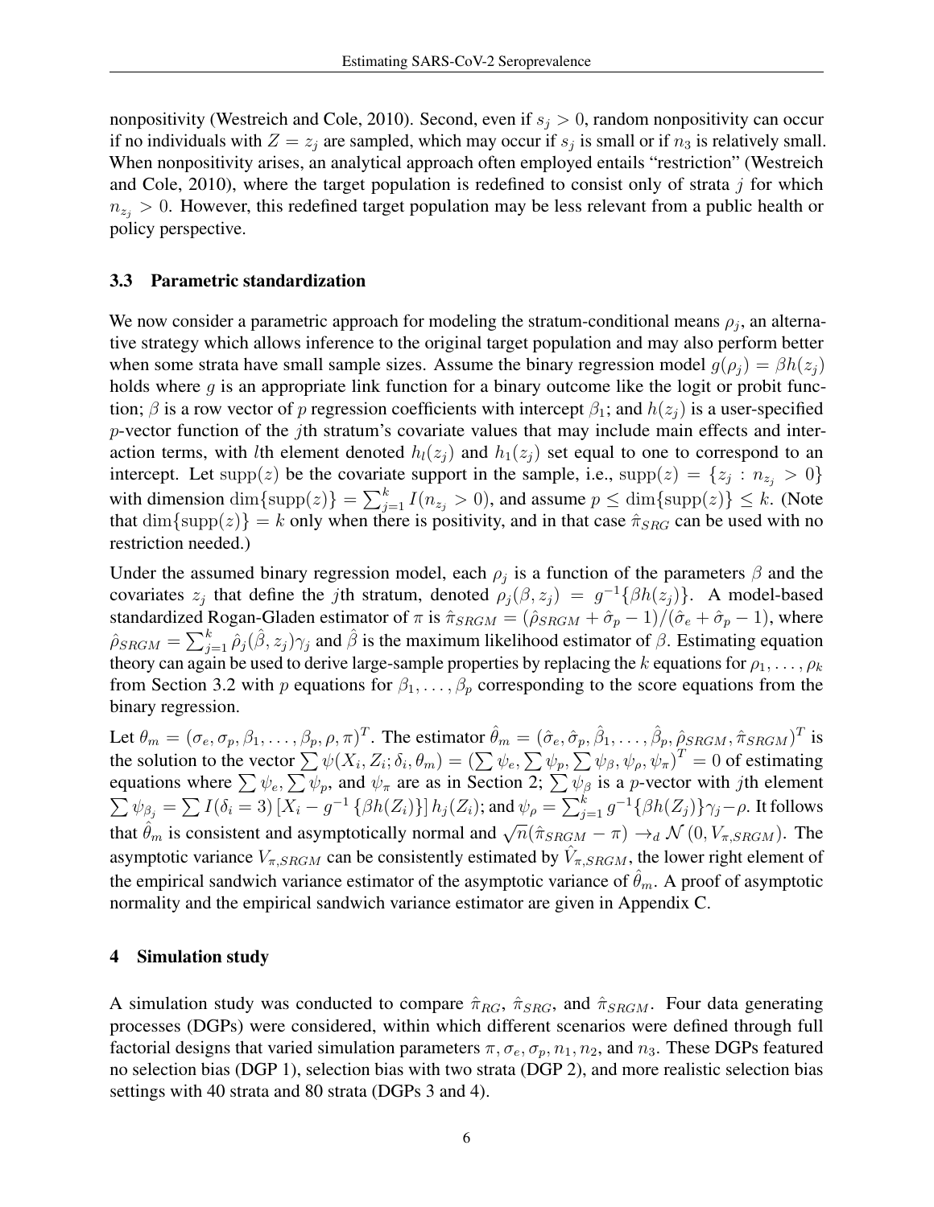nonpositivity (Westreich and Cole, 2010). Second, even if $s_j > 0$, random nonpositivity can occur if no individuals with $Z = z_j$ are sampled, which may occur if $s_j$ is small or if $n_3$ is relatively small. When nonpositivity arises, an analytical approach often employed entails "restriction" (Westreich and Cole, 2010), where the target population is redefined to consist only of strata $j$ for which $n_{z_j} > 0$. However, this redefined target population may be less relevant from a public health or policy perspective.

### 3.3 Parametric standardization

We now consider a parametric approach for modeling the stratum-conditional means $\rho_j$, an alternative strategy which allows inference to the original target population and may also perform better when some strata have small sample sizes. Assume the binary regression model $g(\rho_j) = \beta h(z_j)$ holds where $g$ is an appropriate link function for a binary outcome like the logit or probit function; $\beta$ is a row vector of $p$ regression coefficients with intercept $\beta_1$; and $h(z_j)$ is a user-specified $p$-vector function of the $j$th stratum's covariate values that may include main effects and interaction terms, with $l$th element denoted $h_l(z_j)$ and $h_1(z_j)$ set equal to one to correspond to an intercept. Let $\text{supp}(z)$ be the covariate support in the sample, i.e., $\text{supp}(z) = \{z_j : n_{z_j} > 0\}$ with dimension $\dim\{\text{supp}(z)\} = \sum_{j=1}^{k} I(n_{z_j} > 0)$, and assume $p \leq \dim\{\text{supp}(z)\} \leq k$. (Note that $\dim\{\text{supp}(z)\} = k$ only when there is positivity, and in that case $\hat{\pi}_{SRG}$ can be used with no restriction needed.)

Under the assumed binary regression model, each $\rho_j$ is a function of the parameters $\beta$ and the covariates $z_j$ that define the $j$th stratum, denoted $\rho_j(\beta, z_j) = g^{-1}\{\beta h(z_j)\}$. A model-based standardized Rogan-Gladen estimator of $\pi$ is $\hat{\pi}_{SRGM} = (\hat{\rho}_{SRGM} + \hat{\sigma}_p - 1)/(\hat{\sigma}_e + \hat{\sigma}_p - 1)$, where $\hat{\rho}_{SRGM} = \sum_{j=1}^{k} \hat{\rho}_j(\hat{\beta}, z_j)\gamma_j$ and $\hat{\beta}$ is the maximum likelihood estimator of $\beta$. Estimating equation theory can again be used to derive large-sample properties by replacing the $k$ equations for $\rho_1, \ldots, \rho_k$ from Section 3.2 with $p$ equations for $\beta_1, \ldots, \beta_p$ corresponding to the score equations from the binary regression.

Let $\theta_m = (\sigma_e, \sigma_p, \beta_1, \ldots, \beta_p, \rho, \pi)^T$. The estimator $\hat{\theta}_m = (\hat{\sigma}_e, \hat{\sigma}_p, \hat{\beta}_1, \ldots, \hat{\beta}_p, \hat{\rho}_{SRGM}, \hat{\pi}_{SRGM})^T$ is the solution to the vector $\sum \psi(X_i, Z_i; \delta_i, \theta_m) = (\sum \psi_e, \sum \psi_p, \sum \psi_\beta, \psi_\rho, \psi_\pi)^T = 0$ of estimating equations where $\sum \psi_e, \sum \psi_p$, and $\psi_\pi$ are as in Section 2; $\sum \psi_\beta$ is a $p$-vector with $j$th element $\sum \psi_{\beta_j} = \sum I(\delta_i = 3) \left[X_i - g^{-1}\left\{\beta h(Z_i)\right\}\right] h_j(Z_i)$; and $\psi_\rho = \sum_{j=1}^{k} g^{-1}\{\beta h(Z_j)\}\gamma_j - \rho$. It follows that $\hat{\theta}_m$ is consistent and asymptotically normal and $\sqrt{n}(\hat{\pi}_{SRGM} - \pi) \to_d \mathcal{N}(0, V_{\pi,SRGM})$. The asymptotic variance $V_{\pi,SRGM}$ can be consistently estimated by $\hat{V}_{\pi,SRGM}$, the lower right element of the empirical sandwich variance estimator of the asymptotic variance of $\hat{\theta}_m$. A proof of asymptotic normality and the empirical sandwich variance estimator are given in Appendix C.

## 4 Simulation study

A simulation study was conducted to compare $\hat{\pi}_{RG}$, $\hat{\pi}_{SRG}$, and $\hat{\pi}_{SRGM}$. Four data generating processes (DGPs) were considered, within which different scenarios were defined through full factorial designs that varied simulation parameters $\pi, \sigma_e, \sigma_p, n_1, n_2$, and $n_3$. These DGPs featured no selection bias (DGP 1), selection bias with two strata (DGP 2), and more realistic selection bias settings with 40 strata and 80 strata (DGPs 3 and 4).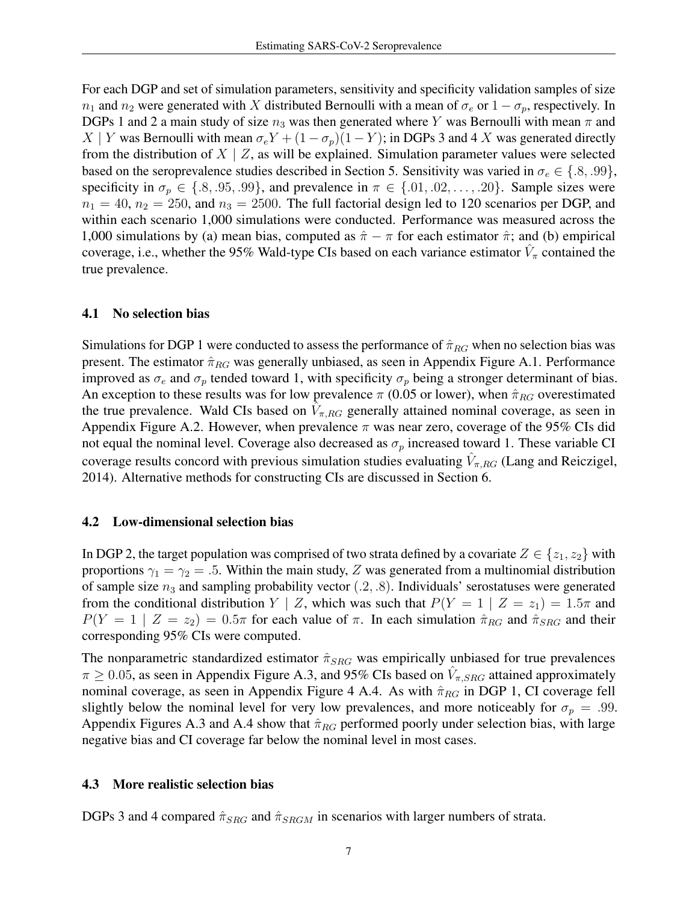For each DGP and set of simulation parameters, sensitivity and specificity validation samples of size $n_1$ and $n_2$ were generated with $X$ distributed Bernoulli with a mean of $\sigma_e$ or $1 - \sigma_p$, respectively. In DGPs 1 and 2 a main study of size $n_3$ was then generated where $Y$ was Bernoulli with mean $\pi$ and $X \mid Y$ was Bernoulli with mean $\sigma_e Y + (1 - \sigma_p)(1 - Y)$; in DGPs 3 and 4 $X$ was generated directly from the distribution of $X \mid Z$, as will be explained. Simulation parameter values were selected based on the seroprevalence studies described in Section 5. Sensitivity was varied in $\sigma_e \in \{.8, .99\}$, specificity in $\sigma_p \in \{.8, .95, .99\}$, and prevalence in $\pi \in \{.01, .02, \ldots, .20\}$. Sample sizes were $n_1 = 40$, $n_2 = 250$, and $n_3 = 2500$. The full factorial design led to 120 scenarios per DGP, and within each scenario 1,000 simulations were conducted. Performance was measured across the 1,000 simulations by (a) mean bias, computed as $\hat{\pi} - \pi$ for each estimator $\hat{\pi}$; and (b) empirical coverage, i.e., whether the 95% Wald-type CIs based on each variance estimator $\hat{V}_\pi$ contained the true prevalence.

### 4.1 No selection bias

Simulations for DGP 1 were conducted to assess the performance of $\hat{\pi}_{RG}$ when no selection bias was present. The estimator $\hat{\pi}_{RG}$ was generally unbiased, as seen in Appendix Figure A.1. Performance improved as $\sigma_e$ and $\sigma_p$ tended toward 1, with specificity $\sigma_p$ being a stronger determinant of bias. An exception to these results was for low prevalence $\pi$ (0.05 or lower), when $\hat{\pi}_{RG}$ overestimated the true prevalence. Wald CIs based on $\hat{V}_{\pi,RG}$ generally attained nominal coverage, as seen in Appendix Figure A.2. However, when prevalence $\pi$ was near zero, coverage of the 95% CIs did not equal the nominal level. Coverage also decreased as $\sigma_p$ increased toward 1. These variable CI coverage results concord with previous simulation studies evaluating $\hat{V}_{\pi,RG}$ (Lang and Reiczigel, 2014). Alternative methods for constructing CIs are discussed in Section 6.

### 4.2 Low-dimensional selection bias

In DGP 2, the target population was comprised of two strata defined by a covariate $Z \in \{z_1, z_2\}$ with proportions $\gamma_1 = \gamma_2 = .5$. Within the main study, $Z$ was generated from a multinomial distribution of sample size $n_3$ and sampling probability vector $(.2, .8)$. Individuals' serostatuses were generated from the conditional distribution $Y \mid Z$, which was such that $P(Y = 1 \mid Z = z_1) = 1.5\pi$ and $P(Y = 1 \mid Z = z_2) = 0.5\pi$ for each value of $\pi$. In each simulation $\hat{\pi}_{RG}$ and $\hat{\pi}_{SRG}$ and their corresponding 95% CIs were computed.

The nonparametric standardized estimator $\hat{\pi}_{SRG}$ was empirically unbiased for true prevalences $\pi \geq 0.05$, as seen in Appendix Figure A.3, and 95% CIs based on $\hat{V}_{\pi,SRG}$ attained approximately nominal coverage, as seen in Appendix Figure 4 A.4. As with $\hat{\pi}_{RG}$ in DGP 1, CI coverage fell slightly below the nominal level for very low prevalences, and more noticeably for $\sigma_p = .99$. Appendix Figures A.3 and A.4 show that $\hat{\pi}_{RG}$ performed poorly under selection bias, with large negative bias and CI coverage far below the nominal level in most cases.

### 4.3 More realistic selection bias

DGPs 3 and 4 compared $\hat{\pi}_{SRG}$ and $\hat{\pi}_{SRGM}$ in scenarios with larger numbers of strata.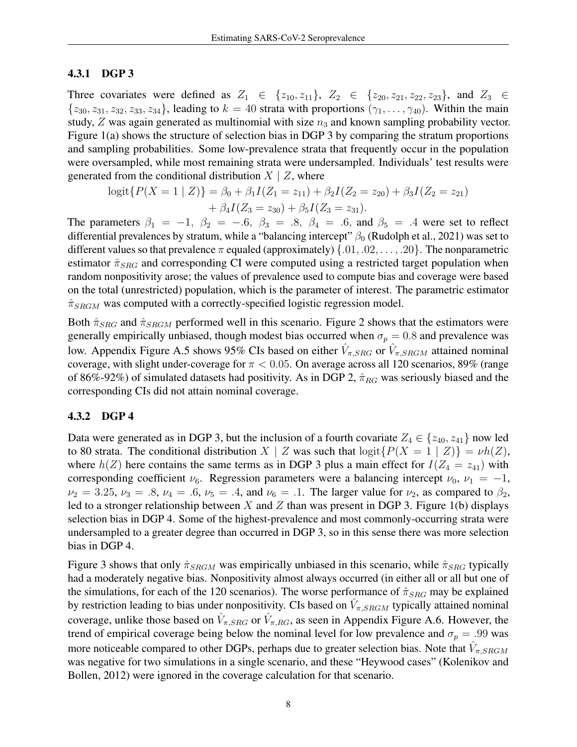### 4.3.1 DGP 3

Three covariates were defined as $Z_1 \in \{z_{10}, z_{11}\}$, $Z_2 \in \{z_{20}, z_{21}, z_{22}, z_{23}\}$, and $Z_3 \in \{z_{30}, z_{31}, z_{32}, z_{33}, z_{34}\}$, leading to $k = 40$ strata with proportions $(\gamma_1, \ldots, \gamma_{40})$. Within the main study, $Z$ was again generated as multinomial with size $n_3$ and known sampling probability vector. Figure 1(a) shows the structure of selection bias in DGP 3 by comparing the stratum proportions and sampling probabilities. Some low-prevalence strata that frequently occur in the population were oversampled, while most remaining strata were undersampled. Individuals' test results were generated from the conditional distribution $X \mid Z$, where

$$\text{logit}\{P(X = 1 \mid Z)\} = \beta_0 + \beta_1 I(Z_1 = z_{11}) + \beta_2 I(Z_2 = z_{20}) + \beta_3 I(Z_2 = z_{21}) + \beta_4 I(Z_3 = z_{30}) + \beta_5 I(Z_3 = z_{31}).$$

The parameters $\beta_1 = -1$, $\beta_2 = -.6$, $\beta_3 = .8$, $\beta_4 = .6$, and $\beta_5 = .4$ were set to reflect differential prevalences by stratum, while a "balancing intercept" $\beta_0$ (Rudolph et al., 2021) was set to different values so that prevalence $\pi$ equaled (approximately) $\{.01, .02, \ldots, .20\}$. The nonparametric estimator $\hat{\pi}_{SRG}$ and corresponding CI were computed using a restricted target population when random nonpositivity arose; the values of prevalence used to compute bias and coverage were based on the total (unrestricted) population, which is the parameter of interest. The parametric estimator $\hat{\pi}_{SRGM}$ was computed with a correctly-specified logistic regression model.

Both $\hat{\pi}_{SRG}$ and $\hat{\pi}_{SRGM}$ performed well in this scenario. Figure 2 shows that the estimators were generally empirically unbiased, though modest bias occurred when $\sigma_p = 0.8$ and prevalence was low. Appendix Figure A.5 shows 95% CIs based on either $\hat{V}_{\pi,SRG}$ or $\hat{V}_{\pi,SRGM}$ attained nominal coverage, with slight under-coverage for $\pi < 0.05$. On average across all 120 scenarios, 89% (range of 86%-92%) of simulated datasets had positivity. As in DGP 2, $\hat{\pi}_{RG}$ was seriously biased and the corresponding CIs did not attain nominal coverage.

### 4.3.2 DGP 4

Data were generated as in DGP 3, but the inclusion of a fourth covariate $Z_4 \in \{z_{40}, z_{41}\}$ now led to 80 strata. The conditional distribution $X \mid Z$ was such that $\text{logit}\{P(X = 1 \mid Z)\} = \nu h(Z)$, where $h(Z)$ here contains the same terms as in DGP 3 plus a main effect for $I(Z_4 = z_{41})$ with corresponding coefficient $\nu_6$. Regression parameters were a balancing intercept $\nu_0$, $\nu_1 = -1$, $\nu_2 = 3.25$, $\nu_3 = .8$, $\nu_4 = .6$, $\nu_5 = .4$, and $\nu_6 = .1$. The larger value for $\nu_2$, as compared to $\beta_2$, led to a stronger relationship between $X$ and $Z$ than was present in DGP 3. Figure 1(b) displays selection bias in DGP 4. Some of the highest-prevalence and most commonly-occurring strata were undersampled to a greater degree than occurred in DGP 3, so in this sense there was more selection bias in DGP 4.

Figure 3 shows that only $\hat{\pi}_{SRGM}$ was empirically unbiased in this scenario, while $\hat{\pi}_{SRG}$ typically had a moderately negative bias. Nonpositivity almost always occurred (in either all or all but one of the simulations, for each of the 120 scenarios). The worse performance of $\hat{\pi}_{SRG}$ may be explained by restriction leading to bias under nonpositivity. CIs based on $\hat{V}_{\pi,SRGM}$ typically attained nominal coverage, unlike those based on $\hat{V}_{\pi,SRG}$ or $\hat{V}_{\pi,RG}$, as seen in Appendix Figure A.6. However, the trend of empirical coverage being below the nominal level for low prevalence and $\sigma_p = .99$ was more noticeable compared to other DGPs, perhaps due to greater selection bias. Note that $\hat{V}_{\pi,SRGM}$ was negative for two simulations in a single scenario, and these "Heywood cases" (Kolenikov and Bollen, 2012) were ignored in the coverage calculation for that scenario.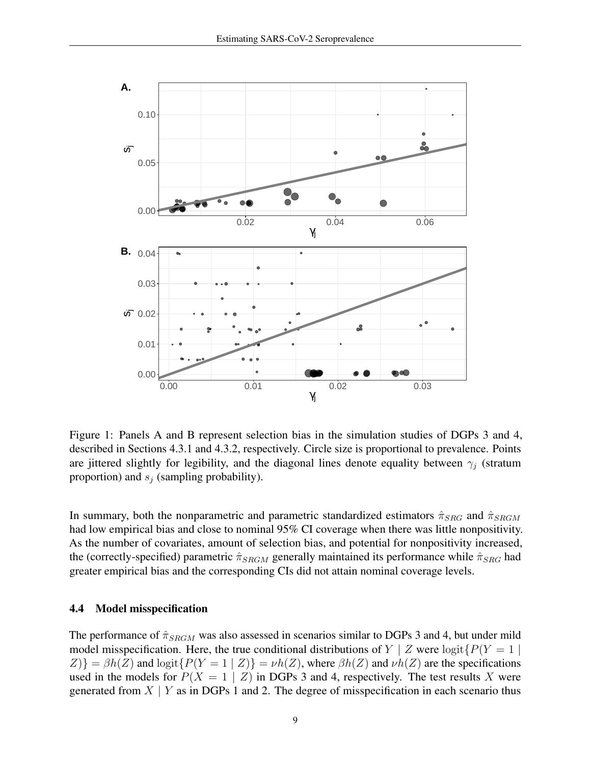Figure 1: Panels A and B represent selection bias in the simulation studies of DGPs 3 and 4, described in Sections 4.3.1 and 4.3.2, respectively. Circle size is proportional to prevalence. Points are jittered slightly for legibility, and the diagonal lines denote equality between $\gamma_j$ (stratum proportion) and $s_j$ (sampling probability).

In summary, both the nonparametric and parametric standardized estimators $\hat{\pi}_{SRG}$ and $\hat{\pi}_{SRGM}$ had low empirical bias and close to nominal 95% CI coverage when there was little nonpositivity. As the number of covariates, amount of selection bias, and potential for nonpositivity increased, the (correctly-specified) parametric $\hat{\pi}_{SRGM}$ generally maintained its performance while $\hat{\pi}_{SRG}$ had greater empirical bias and the corresponding CIs did not attain nominal coverage levels.

### 4.4 Model misspecification

The performance of $\hat{\pi}_{SRGM}$ was also assessed in scenarios similar to DGPs 3 and 4, but under mild model misspecification. Here, the true conditional distributions of $Y \mid Z$ were $\text{logit}\{P(Y = 1 \mid Z)\} = \beta h(Z)$ and $\text{logit}\{P(Y = 1 \mid Z)\} = \nu h(Z)$, where $\beta h(Z)$ and $\nu h(Z)$ are the specifications used in the models for $P(X = 1 \mid Z)$ in DGPs 3 and 4, respectively. The test results $X$ were generated from $X \mid Y$ as in DGPs 1 and 2. The degree of misspecification in each scenario thus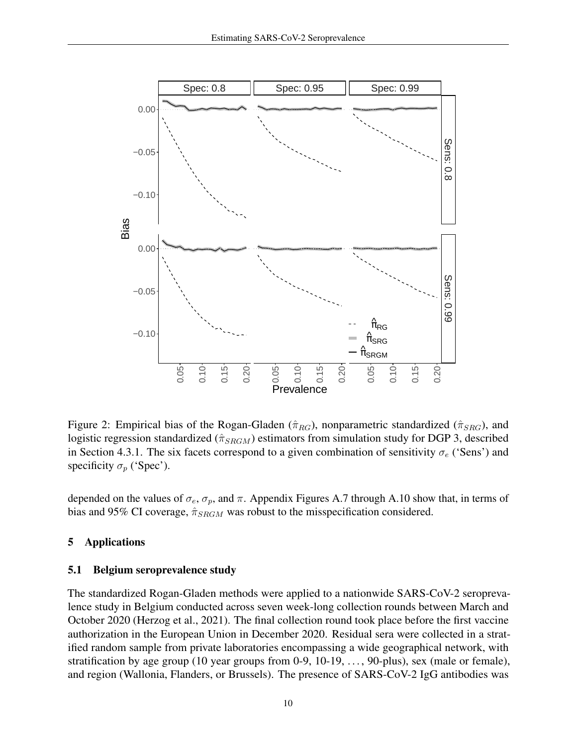Figure 2: Empirical bias of the Rogan-Gladen ($\hat{\pi}_{RG}$), nonparametric standardized ($\hat{\pi}_{SRG}$), and logistic regression standardized ($\hat{\pi}_{SRGM}$) estimators from simulation study for DGP 3, described in Section 4.3.1. The six facets correspond to a given combination of sensitivity $\sigma_e$ ('Sens') and specificity $\sigma_p$ ('Spec').

depended on the values of $\sigma_e$, $\sigma_p$, and $\pi$. Appendix Figures A.7 through A.10 show that, in terms of bias and 95% CI coverage, $\hat{\pi}_{SRGM}$ was robust to the misspecification considered.

## 5 Applications

### 5.1 Belgium seroprevalence study

The standardized Rogan-Gladen methods were applied to a nationwide SARS-CoV-2 seroprevalence study in Belgium conducted across seven week-long collection rounds between March and October 2020 (Herzog et al., 2021). The final collection round took place before the first vaccine authorization in the European Union in December 2020. Residual sera were collected in a stratified random sample from private laboratories encompassing a wide geographical network, with stratification by age group (10 year groups from 0-9, 10-19, ..., 90-plus), sex (male or female), and region (Wallonia, Flanders, or Brussels). The presence of SARS-CoV-2 IgG antibodies was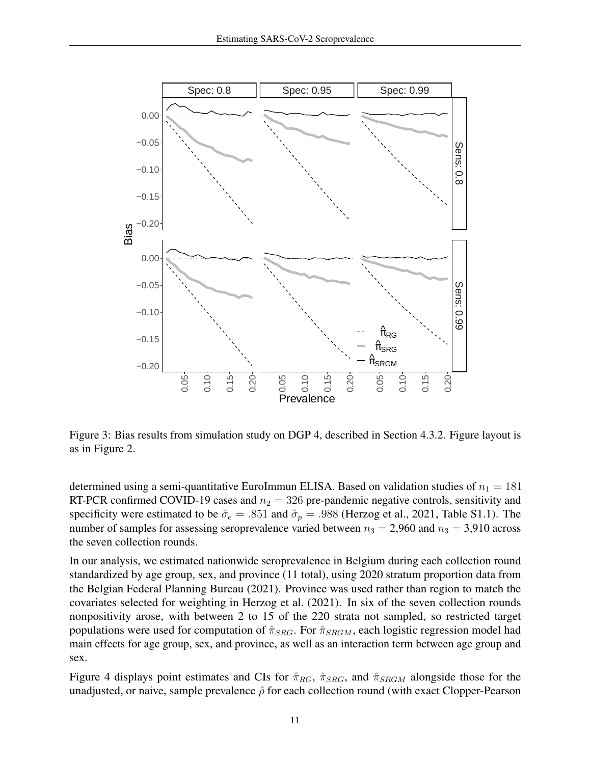Figure 3: Bias results from simulation study on DGP 4, described in Section 4.3.2. Figure layout is as in Figure 2.

determined using a semi-quantitative EuroImmun ELISA. Based on validation studies of $n_1 = 181$ RT-PCR confirmed COVID-19 cases and $n_2 = 326$ pre-pandemic negative controls, sensitivity and specificity were estimated to be $\hat{\sigma}_e = .851$ and $\hat{\sigma}_p = .988$ (Herzog et al., 2021, Table S1.1). The number of samples for assessing seroprevalence varied between $n_3 = 2{,}960$ and $n_3 = 3{,}910$ across the seven collection rounds.

In our analysis, we estimated nationwide seroprevalence in Belgium during each collection round standardized by age group, sex, and province (11 total), using 2020 stratum proportion data from the Belgian Federal Planning Bureau (2021). Province was used rather than region to match the covariates selected for weighting in Herzog et al. (2021). In six of the seven collection rounds nonpositivity arose, with between 2 to 15 of the 220 strata not sampled, so restricted target populations were used for computation of $\hat{\pi}_{SRG}$. For $\hat{\pi}_{SRGM}$, each logistic regression model had main effects for age group, sex, and province, as well as an interaction term between age group and sex.

Figure 4 displays point estimates and CIs for $\hat{\pi}_{RG}$, $\hat{\pi}_{SRG}$, and $\hat{\pi}_{SRGM}$ alongside those for the unadjusted, or naive, sample prevalence $\hat{\rho}$ for each collection round (with exact Clopper-Pearson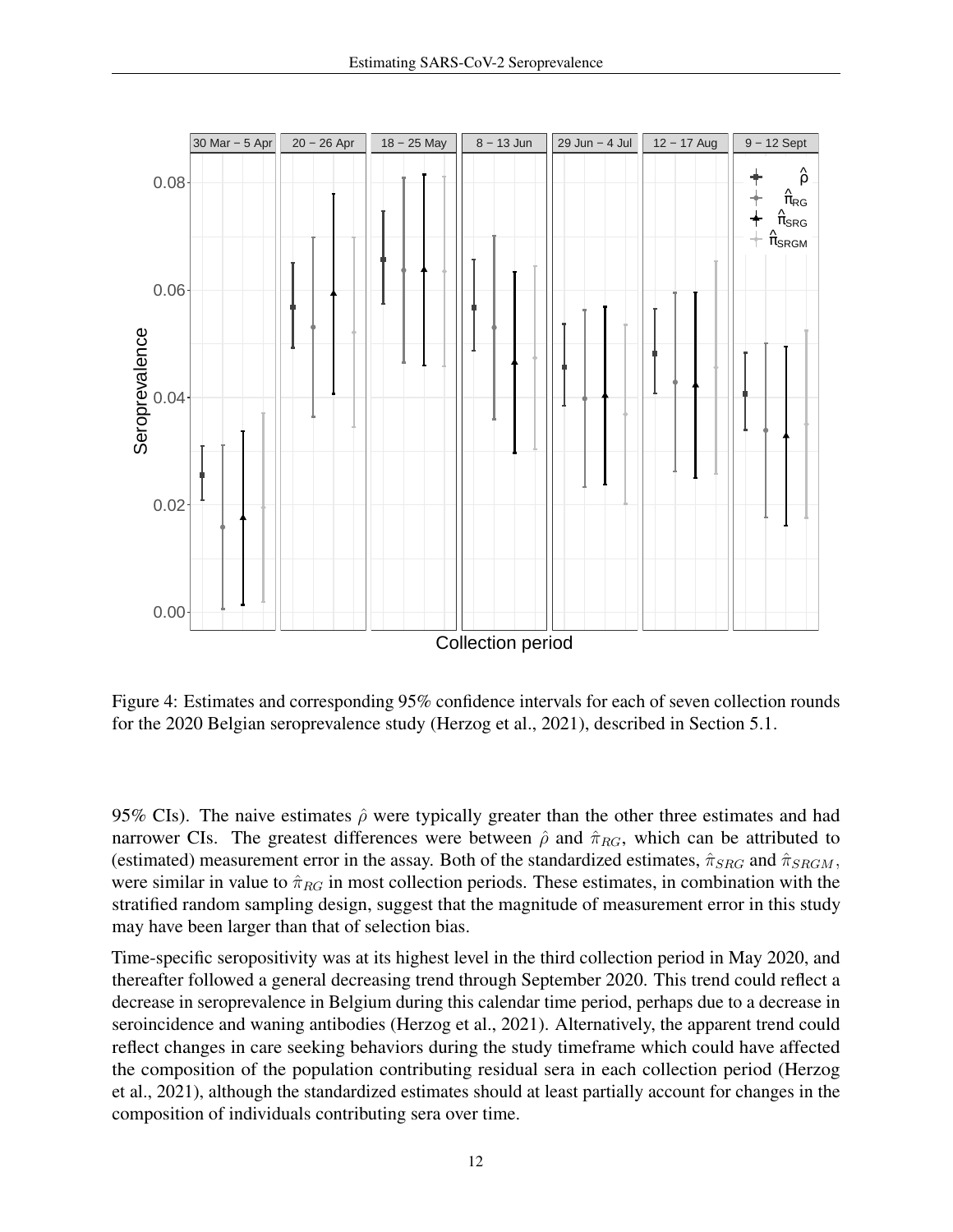Figure 4: Estimates and corresponding 95% confidence intervals for each of seven collection rounds for the 2020 Belgian seroprevalence study (Herzog et al., 2021), described in Section 5.1.

95% CIs). The naive estimates $\hat{\rho}$ were typically greater than the other three estimates and had narrower CIs. The greatest differences were between $\hat{\rho}$ and $\hat{\pi}_{RG}$, which can be attributed to (estimated) measurement error in the assay. Both of the standardized estimates, $\hat{\pi}_{SRG}$ and $\hat{\pi}_{SRGM}$, were similar in value to $\hat{\pi}_{RG}$ in most collection periods. These estimates, in combination with the stratified random sampling design, suggest that the magnitude of measurement error in this study may have been larger than that of selection bias.

Time-specific seropositivity was at its highest level in the third collection period in May 2020, and thereafter followed a general decreasing trend through September 2020. This trend could reflect a decrease in seroprevalence in Belgium during this calendar time period, perhaps due to a decrease in seroincidence and waning antibodies (Herzog et al., 2021). Alternatively, the apparent trend could reflect changes in care seeking behaviors during the study timeframe which could have affected the composition of the population contributing residual sera in each collection period (Herzog et al., 2021), although the standardized estimates should at least partially account for changes in the composition of individuals contributing sera over time.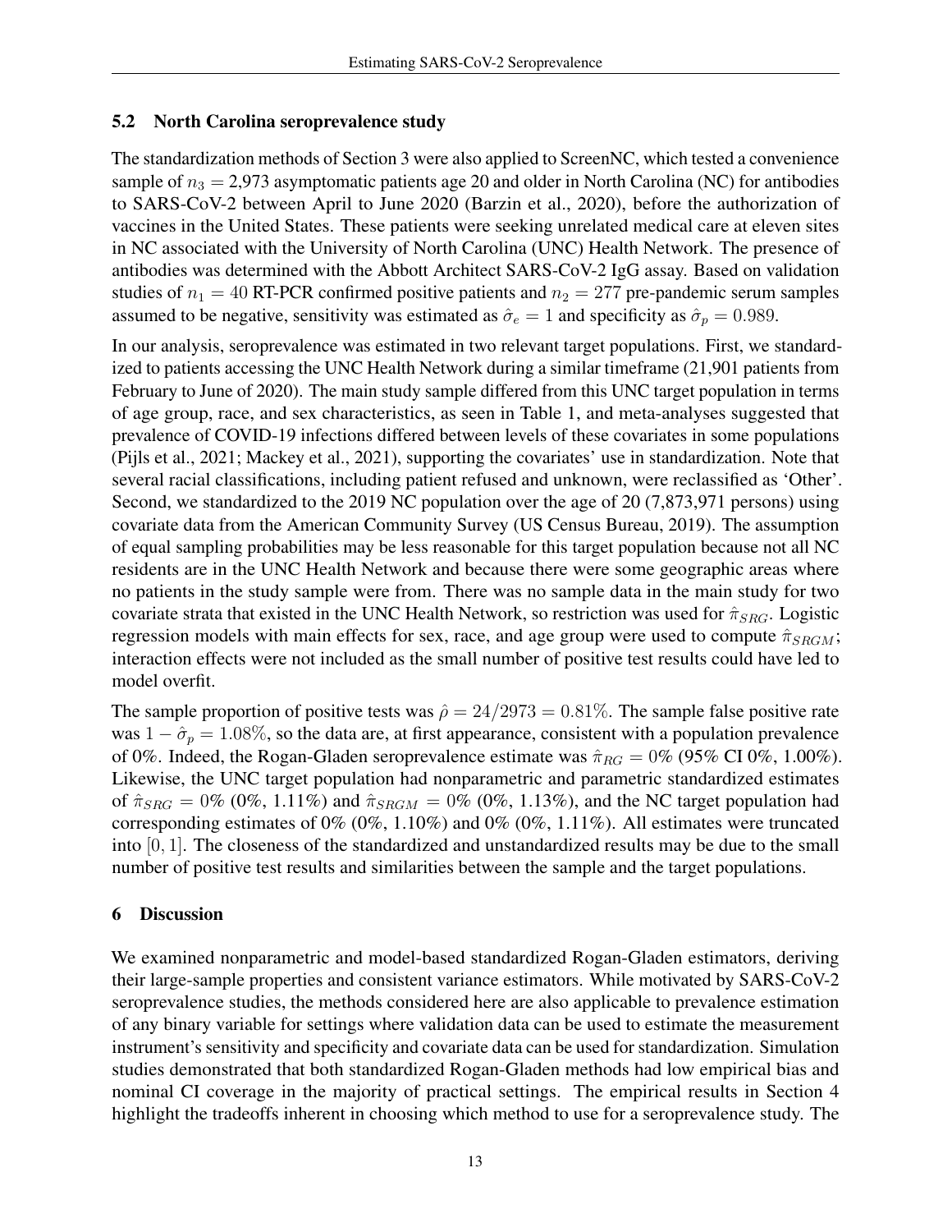## 5.2 North Carolina seroprevalence study

The standardization methods of Section 3 were also applied to ScreenNC, which tested a convenience sample of $n_3 =$ 2,973 asymptomatic patients age 20 and older in North Carolina (NC) for antibodies to SARS-CoV-2 between April to June 2020 (Barzin et al., 2020), before the authorization of vaccines in the United States. These patients were seeking unrelated medical care at eleven sites in NC associated with the University of North Carolina (UNC) Health Network. The presence of antibodies was determined with the Abbott Architect SARS-CoV-2 IgG assay. Based on validation studies of $n_1 = 40$ RT-PCR confirmed positive patients and $n_2 = 277$ pre-pandemic serum samples assumed to be negative, sensitivity was estimated as $\hat{\sigma}_e = 1$ and specificity as $\hat{\sigma}_p = 0.989$.

In our analysis, seroprevalence was estimated in two relevant target populations. First, we standardized to patients accessing the UNC Health Network during a similar timeframe (21,901 patients from February to June of 2020). The main study sample differed from this UNC target population in terms of age group, race, and sex characteristics, as seen in Table 1, and meta-analyses suggested that prevalence of COVID-19 infections differed between levels of these covariates in some populations (Pijls et al., 2021; Mackey et al., 2021), supporting the covariates' use in standardization. Note that several racial classifications, including patient refused and unknown, were reclassified as 'Other'. Second, we standardized to the 2019 NC population over the age of 20 (7,873,971 persons) using covariate data from the American Community Survey (US Census Bureau, 2019). The assumption of equal sampling probabilities may be less reasonable for this target population because not all NC residents are in the UNC Health Network and because there were some geographic areas where no patients in the study sample were from. There was no sample data in the main study for two covariate strata that existed in the UNC Health Network, so restriction was used for $\hat{\pi}_{SRG}$. Logistic regression models with main effects for sex, race, and age group were used to compute $\hat{\pi}_{SRGM}$; interaction effects were not included as the small number of positive test results could have led to model overfit.

The sample proportion of positive tests was $\hat{\rho} = 24/2973 = 0.81\%$. The sample false positive rate was $1 - \hat{\sigma}_p = 1.08\%$, so the data are, at first appearance, consistent with a population prevalence of 0%. Indeed, the Rogan-Gladen seroprevalence estimate was $\hat{\pi}_{RG} = 0\%$ (95% CI 0%, 1.00%). Likewise, the UNC target population had nonparametric and parametric standardized estimates of $\hat{\pi}_{SRG} = 0\%$ (0%, 1.11%) and $\hat{\pi}_{SRGM} = 0\%$ (0%, 1.13%), and the NC target population had corresponding estimates of 0% (0%, 1.10%) and 0% (0%, 1.11%). All estimates were truncated into $[0, 1]$. The closeness of the standardized and unstandardized results may be due to the small number of positive test results and similarities between the sample and the target populations.

# 6 Discussion

We examined nonparametric and model-based standardized Rogan-Gladen estimators, deriving their large-sample properties and consistent variance estimators. While motivated by SARS-CoV-2 seroprevalence studies, the methods considered here are also applicable to prevalence estimation of any binary variable for settings where validation data can be used to estimate the measurement instrument's sensitivity and specificity and covariate data can be used for standardization. Simulation studies demonstrated that both standardized Rogan-Gladen methods had low empirical bias and nominal CI coverage in the majority of practical settings. The empirical results in Section 4 highlight the tradeoffs inherent in choosing which method to use for a seroprevalence study. The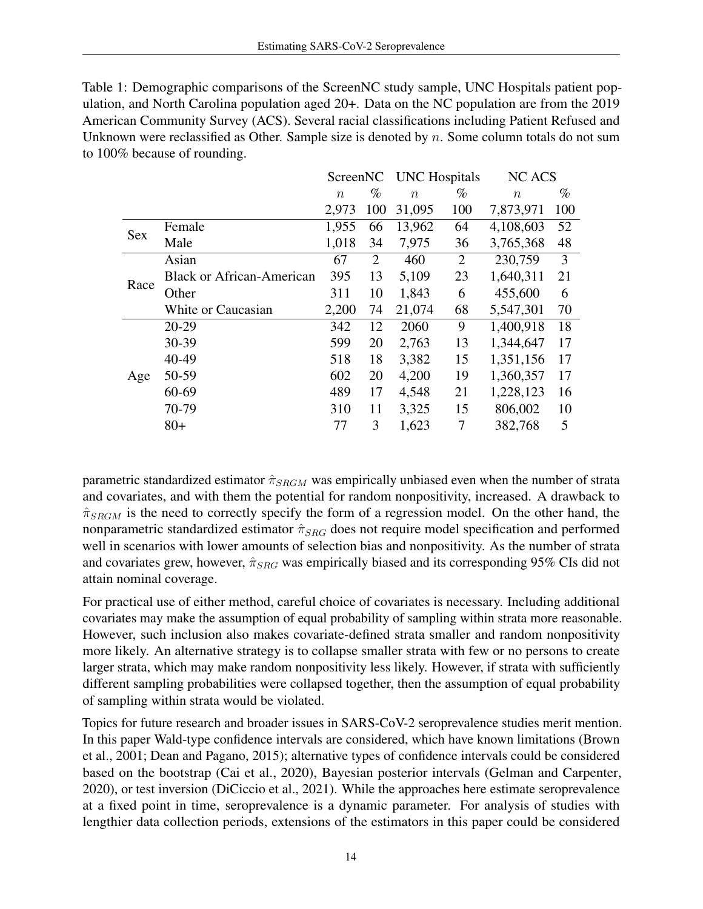Table 1: Demographic comparisons of the ScreenNC study sample, UNC Hospitals patient population, and North Carolina population aged 20+. Data on the NC population are from the 2019 American Community Survey (ACS). Several racial classifications including Patient Refused and Unknown were reclassified as Other. Sample size is denoted by $n$. Some column totals do not sum to 100% because of rounding.

| | | ScreenNC | | UNC Hospitals | | NC ACS | |
|---|---|---|---|---|---|---|---|
| | | $n$ | % | $n$ | % | $n$ | % |
| | | 2,973 | 100 | 31,095 | 100 | 7,873,971 | 100 |
| Sex | Female | 1,955 | 66 | 13,962 | 64 | 4,108,603 | 52 |
| | Male | 1,018 | 34 | 7,975 | 36 | 3,765,368 | 48 |
| Race | Asian | 67 | 2 | 460 | 2 | 230,759 | 3 |
| | Black or African-American | 395 | 13 | 5,109 | 23 | 1,640,311 | 21 |
| | Other | 311 | 10 | 1,843 | 6 | 455,600 | 6 |
| | White or Caucasian | 2,200 | 74 | 21,074 | 68 | 5,547,301 | 70 |
| Age | 20-29 | 342 | 12 | 2060 | 9 | 1,400,918 | 18 |
| | 30-39 | 599 | 20 | 2,763 | 13 | 1,344,647 | 17 |
| | 40-49 | 518 | 18 | 3,382 | 15 | 1,351,156 | 17 |
| | 50-59 | 602 | 20 | 4,200 | 19 | 1,360,357 | 17 |
| | 60-69 | 489 | 17 | 4,548 | 21 | 1,228,123 | 16 |
| | 70-79 | 310 | 11 | 3,325 | 15 | 806,002 | 10 |
| | 80+ | 77 | 3 | 1,623 | 7 | 382,768 | 5 |

parametric standardized estimator $\hat{\pi}_{SRGM}$ was empirically unbiased even when the number of strata and covariates, and with them the potential for random nonpositivity, increased. A drawback to $\hat{\pi}_{SRGM}$ is the need to correctly specify the form of a regression model. On the other hand, the nonparametric standardized estimator $\hat{\pi}_{SRG}$ does not require model specification and performed well in scenarios with lower amounts of selection bias and nonpositivity. As the number of strata and covariates grew, however, $\hat{\pi}_{SRG}$ was empirically biased and its corresponding 95% CIs did not attain nominal coverage.

For practical use of either method, careful choice of covariates is necessary. Including additional covariates may make the assumption of equal probability of sampling within strata more reasonable. However, such inclusion also makes covariate-defined strata smaller and random nonpositivity more likely. An alternative strategy is to collapse smaller strata with few or no persons to create larger strata, which may make random nonpositivity less likely. However, if strata with sufficiently different sampling probabilities were collapsed together, then the assumption of equal probability of sampling within strata would be violated.

Topics for future research and broader issues in SARS-CoV-2 seroprevalence studies merit mention. In this paper Wald-type confidence intervals are considered, which have known limitations (Brown et al., 2001; Dean and Pagano, 2015); alternative types of confidence intervals could be considered based on the bootstrap (Cai et al., 2020), Bayesian posterior intervals (Gelman and Carpenter, 2020), or test inversion (DiCiccio et al., 2021). While the approaches here estimate seroprevalence at a fixed point in time, seroprevalence is a dynamic parameter. For analysis of studies with lengthier data collection periods, extensions of the estimators in this paper could be considered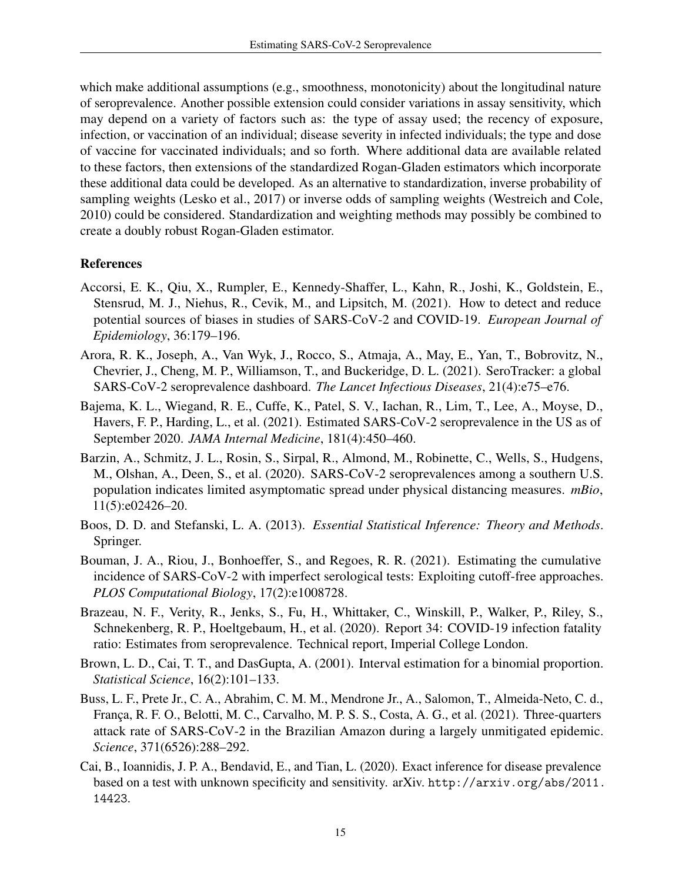which make additional assumptions (e.g., smoothness, monotonicity) about the longitudinal nature of seroprevalence. Another possible extension could consider variations in assay sensitivity, which may depend on a variety of factors such as: the type of assay used; the recency of exposure, infection, or vaccination of an individual; disease severity in infected individuals; the type and dose of vaccine for vaccinated individuals; and so forth. Where additional data are available related to these factors, then extensions of the standardized Rogan-Gladen estimators which incorporate these additional data could be developed. As an alternative to standardization, inverse probability of sampling weights (Lesko et al., 2017) or inverse odds of sampling weights (Westreich and Cole, 2010) could be considered. Standardization and weighting methods may possibly be combined to create a doubly robust Rogan-Gladen estimator.

## References

Accorsi, E. K., Qiu, X., Rumpler, E., Kennedy-Shaffer, L., Kahn, R., Joshi, K., Goldstein, E., Stensrud, M. J., Niehus, R., Cevik, M., and Lipsitch, M. (2021). How to detect and reduce potential sources of biases in studies of SARS-CoV-2 and COVID-19. *European Journal of Epidemiology*, 36:179–196.

Arora, R. K., Joseph, A., Van Wyk, J., Rocco, S., Atmaja, A., May, E., Yan, T., Bobrovitz, N., Chevrier, J., Cheng, M. P., Williamson, T., and Buckeridge, D. L. (2021). SeroTracker: a global SARS-CoV-2 seroprevalence dashboard. *The Lancet Infectious Diseases*, 21(4):e75–e76.

Bajema, K. L., Wiegand, R. E., Cuffe, K., Patel, S. V., Iachan, R., Lim, T., Lee, A., Moyse, D., Havers, F. P., Harding, L., et al. (2021). Estimated SARS-CoV-2 seroprevalence in the US as of September 2020. *JAMA Internal Medicine*, 181(4):450–460.

Barzin, A., Schmitz, J. L., Rosin, S., Sirpal, R., Almond, M., Robinette, C., Wells, S., Hudgens, M., Olshan, A., Deen, S., et al. (2020). SARS-CoV-2 seroprevalences among a southern U.S. population indicates limited asymptomatic spread under physical distancing measures. *mBio*, 11(5):e02426–20.

Boos, D. D. and Stefanski, L. A. (2013). *Essential Statistical Inference: Theory and Methods*. Springer.

Bouman, J. A., Riou, J., Bonhoeffer, S., and Regoes, R. R. (2021). Estimating the cumulative incidence of SARS-CoV-2 with imperfect serological tests: Exploiting cutoff-free approaches. *PLOS Computational Biology*, 17(2):e1008728.

Brazeau, N. F., Verity, R., Jenks, S., Fu, H., Whittaker, C., Winskill, P., Walker, P., Riley, S., Schnekenberg, R. P., Hoeltgebaum, H., et al. (2020). Report 34: COVID-19 infection fatality ratio: Estimates from seroprevalence. Technical report, Imperial College London.

Brown, L. D., Cai, T. T., and DasGupta, A. (2001). Interval estimation for a binomial proportion. *Statistical Science*, 16(2):101–133.

Buss, L. F., Prete Jr., C. A., Abrahim, C. M. M., Mendrone Jr., A., Salomon, T., Almeida-Neto, C. d., França, R. F. O., Belotti, M. C., Carvalho, M. P. S. S., Costa, A. G., et al. (2021). Three-quarters attack rate of SARS-CoV-2 in the Brazilian Amazon during a largely unmitigated epidemic. *Science*, 371(6526):288–292.

Cai, B., Ioannidis, J. P. A., Bendavid, E., and Tian, L. (2020). Exact inference for disease prevalence based on a test with unknown specificity and sensitivity. arXiv. http://arxiv.org/abs/2011.14423.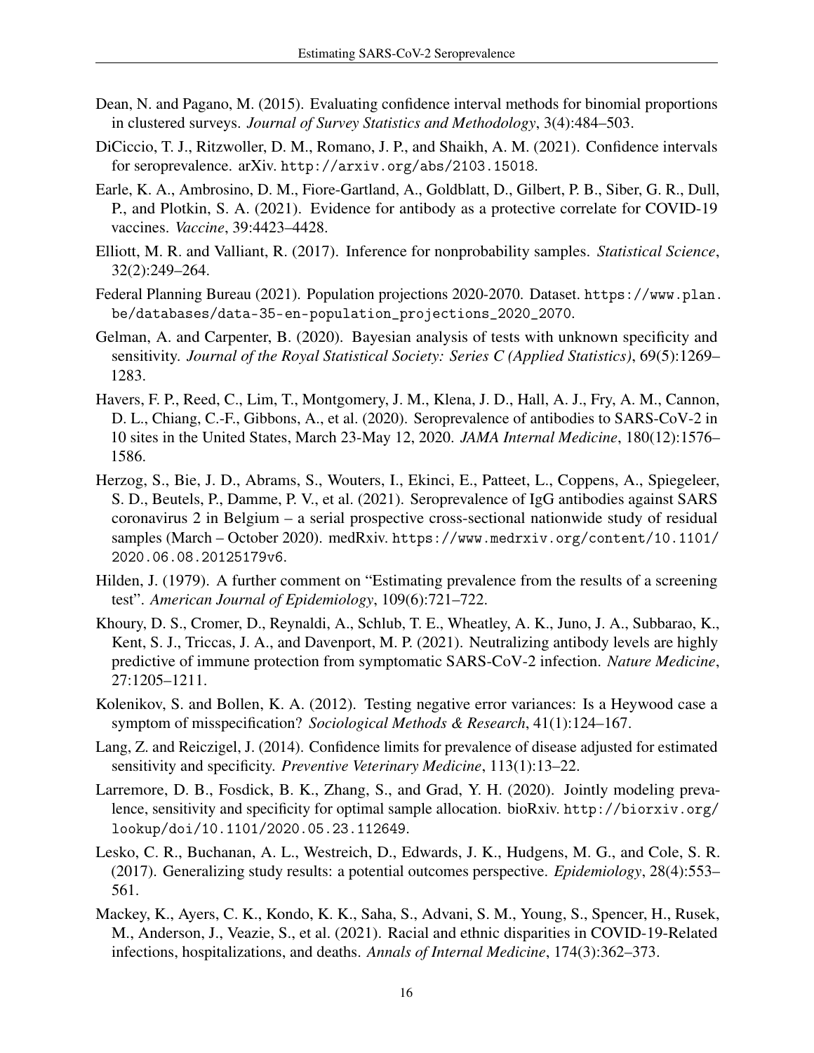Dean, N. and Pagano, M. (2015). Evaluating confidence interval methods for binomial proportions in clustered surveys. *Journal of Survey Statistics and Methodology*, 3(4):484–503.

DiCiccio, T. J., Ritzwoller, D. M., Romano, J. P., and Shaikh, A. M. (2021). Confidence intervals for seroprevalence. arXiv. `http://arxiv.org/abs/2103.15018`.

Earle, K. A., Ambrosino, D. M., Fiore-Gartland, A., Goldblatt, D., Gilbert, P. B., Siber, G. R., Dull, P., and Plotkin, S. A. (2021). Evidence for antibody as a protective correlate for COVID-19 vaccines. *Vaccine*, 39:4423–4428.

Elliott, M. R. and Valliant, R. (2017). Inference for nonprobability samples. *Statistical Science*, 32(2):249–264.

Federal Planning Bureau (2021). Population projections 2020-2070. Dataset. `https://www.plan.be/databases/data-35-en-population_projections_2020_2070`.

Gelman, A. and Carpenter, B. (2020). Bayesian analysis of tests with unknown specificity and sensitivity. *Journal of the Royal Statistical Society: Series C (Applied Statistics)*, 69(5):1269–1283.

Havers, F. P., Reed, C., Lim, T., Montgomery, J. M., Klena, J. D., Hall, A. J., Fry, A. M., Cannon, D. L., Chiang, C.-F., Gibbons, A., et al. (2020). Seroprevalence of antibodies to SARS-CoV-2 in 10 sites in the United States, March 23-May 12, 2020. *JAMA Internal Medicine*, 180(12):1576–1586.

Herzog, S., Bie, J. D., Abrams, S., Wouters, I., Ekinci, E., Patteet, L., Coppens, A., Spiegeleer, S. D., Beutels, P., Damme, P. V., et al. (2021). Seroprevalence of IgG antibodies against SARS coronavirus 2 in Belgium – a serial prospective cross-sectional nationwide study of residual samples (March – October 2020). medRxiv. `https://www.medrxiv.org/content/10.1101/2020.06.08.20125179v6`.

Hilden, J. (1979). A further comment on "Estimating prevalence from the results of a screening test". *American Journal of Epidemiology*, 109(6):721–722.

Khoury, D. S., Cromer, D., Reynaldi, A., Schlub, T. E., Wheatley, A. K., Juno, J. A., Subbarao, K., Kent, S. J., Triccas, J. A., and Davenport, M. P. (2021). Neutralizing antibody levels are highly predictive of immune protection from symptomatic SARS-CoV-2 infection. *Nature Medicine*, 27:1205–1211.

Kolenikov, S. and Bollen, K. A. (2012). Testing negative error variances: Is a Heywood case a symptom of misspecification? *Sociological Methods & Research*, 41(1):124–167.

Lang, Z. and Reiczigel, J. (2014). Confidence limits for prevalence of disease adjusted for estimated sensitivity and specificity. *Preventive Veterinary Medicine*, 113(1):13–22.

Larremore, D. B., Fosdick, B. K., Zhang, S., and Grad, Y. H. (2020). Jointly modeling prevalence, sensitivity and specificity for optimal sample allocation. bioRxiv. `http://biorxiv.org/lookup/doi/10.1101/2020.05.23.112649`.

Lesko, C. R., Buchanan, A. L., Westreich, D., Edwards, J. K., Hudgens, M. G., and Cole, S. R. (2017). Generalizing study results: a potential outcomes perspective. *Epidemiology*, 28(4):553–561.

Mackey, K., Ayers, C. K., Kondo, K. K., Saha, S., Advani, S. M., Young, S., Spencer, H., Rusek, M., Anderson, J., Veazie, S., et al. (2021). Racial and ethnic disparities in COVID-19-Related infections, hospitalizations, and deaths. *Annals of Internal Medicine*, 174(3):362–373.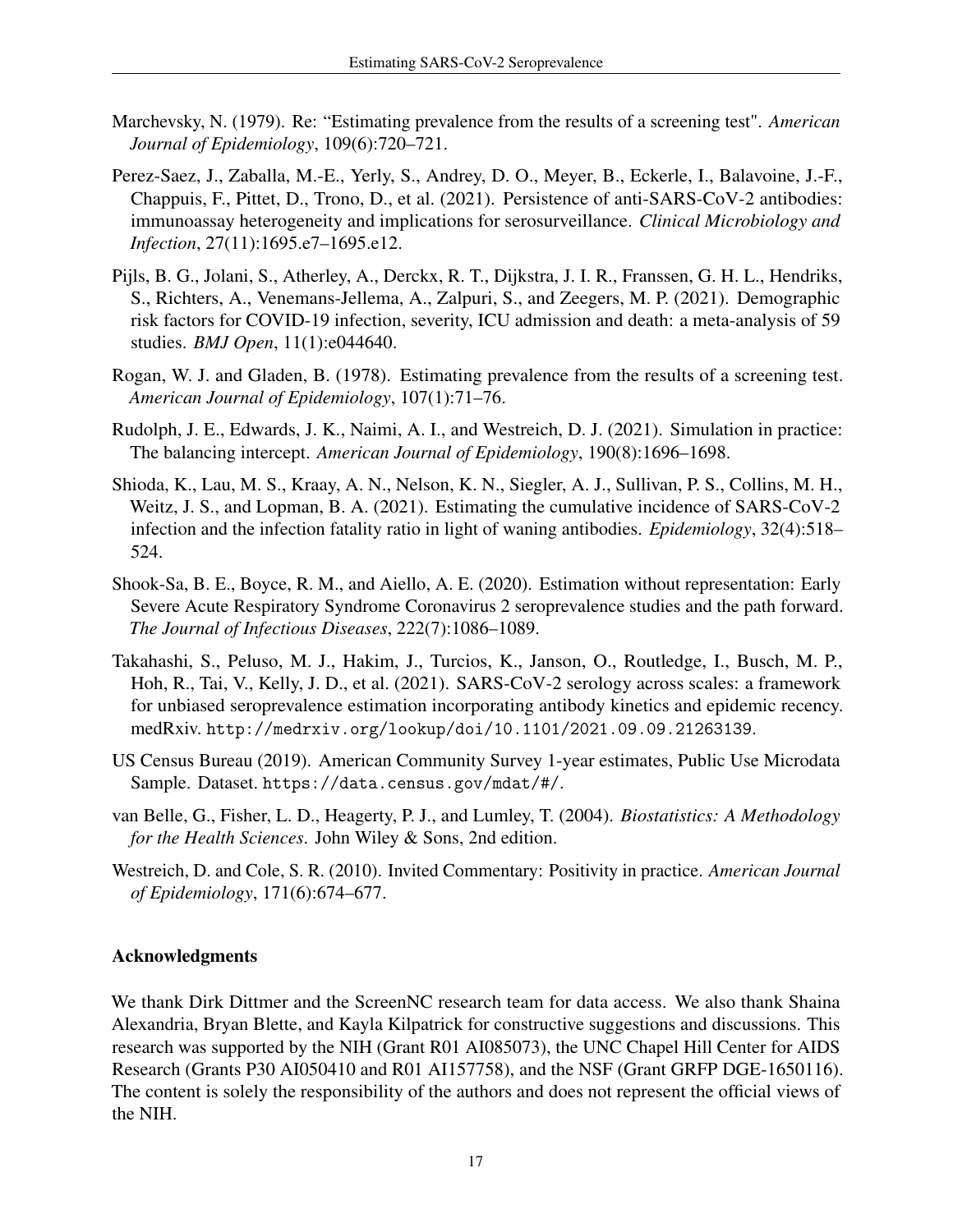Marchevsky, N. (1979). Re: "Estimating prevalence from the results of a screening test". *American Journal of Epidemiology*, 109(6):720–721.

Perez-Saez, J., Zaballa, M.-E., Yerly, S., Andrey, D. O., Meyer, B., Eckerle, I., Balavoine, J.-F., Chappuis, F., Pittet, D., Trono, D., et al. (2021). Persistence of anti-SARS-CoV-2 antibodies: immunoassay heterogeneity and implications for serosurveillance. *Clinical Microbiology and Infection*, 27(11):1695.e7–1695.e12.

Pijls, B. G., Jolani, S., Atherley, A., Derckx, R. T., Dijkstra, J. I. R., Franssen, G. H. L., Hendriks, S., Richters, A., Venemans-Jellema, A., Zalpuri, S., and Zeegers, M. P. (2021). Demographic risk factors for COVID-19 infection, severity, ICU admission and death: a meta-analysis of 59 studies. *BMJ Open*, 11(1):e044640.

Rogan, W. J. and Gladen, B. (1978). Estimating prevalence from the results of a screening test. *American Journal of Epidemiology*, 107(1):71–76.

Rudolph, J. E., Edwards, J. K., Naimi, A. I., and Westreich, D. J. (2021). Simulation in practice: The balancing intercept. *American Journal of Epidemiology*, 190(8):1696–1698.

Shioda, K., Lau, M. S., Kraay, A. N., Nelson, K. N., Siegler, A. J., Sullivan, P. S., Collins, M. H., Weitz, J. S., and Lopman, B. A. (2021). Estimating the cumulative incidence of SARS-CoV-2 infection and the infection fatality ratio in light of waning antibodies. *Epidemiology*, 32(4):518–524.

Shook-Sa, B. E., Boyce, R. M., and Aiello, A. E. (2020). Estimation without representation: Early Severe Acute Respiratory Syndrome Coronavirus 2 seroprevalence studies and the path forward. *The Journal of Infectious Diseases*, 222(7):1086–1089.

Takahashi, S., Peluso, M. J., Hakim, J., Turcios, K., Janson, O., Routledge, I., Busch, M. P., Hoh, R., Tai, V., Kelly, J. D., et al. (2021). SARS-CoV-2 serology across scales: a framework for unbiased seroprevalence estimation incorporating antibody kinetics and epidemic recency. medRxiv. http://medrxiv.org/lookup/doi/10.1101/2021.09.09.21263139.

US Census Bureau (2019). American Community Survey 1-year estimates, Public Use Microdata Sample. Dataset. https://data.census.gov/mdat/#/.

van Belle, G., Fisher, L. D., Heagerty, P. J., and Lumley, T. (2004). *Biostatistics: A Methodology for the Health Sciences*. John Wiley & Sons, 2nd edition.

Westreich, D. and Cole, S. R. (2010). Invited Commentary: Positivity in practice. *American Journal of Epidemiology*, 171(6):674–677.

### Acknowledgments

We thank Dirk Dittmer and the ScreenNC research team for data access. We also thank Shaina Alexandria, Bryan Blette, and Kayla Kilpatrick for constructive suggestions and discussions. This research was supported by the NIH (Grant R01 AI085073), the UNC Chapel Hill Center for AIDS Research (Grants P30 AI050410 and R01 AI157758), and the NSF (Grant GRFP DGE-1650116). The content is solely the responsibility of the authors and does not represent the official views of the NIH.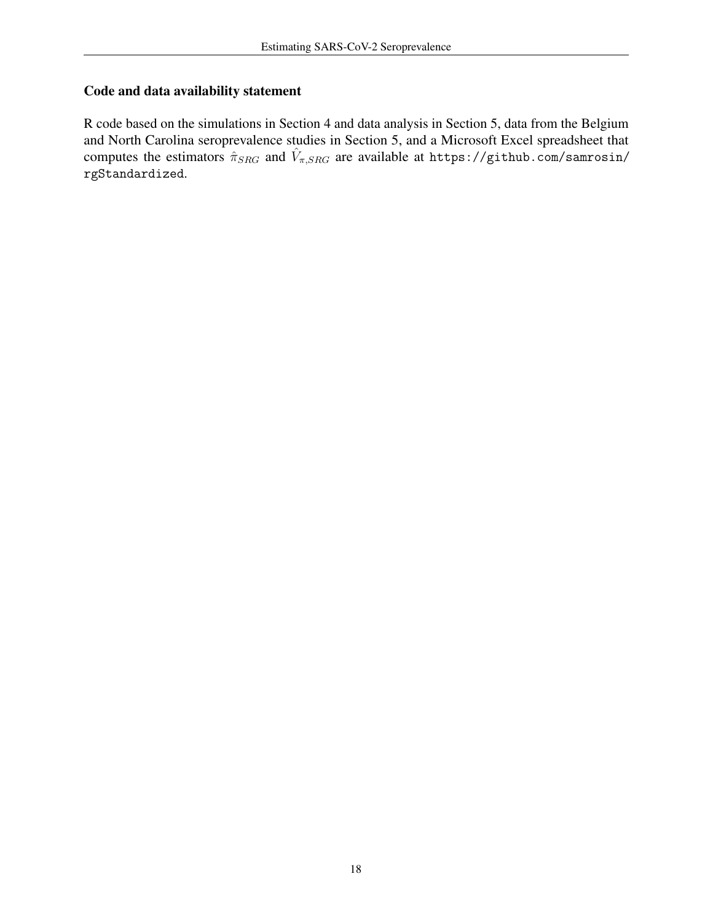### Code and data availability statement

R code based on the simulations in Section 4 and data analysis in Section 5, data from the Belgium and North Carolina seroprevalence studies in Section 5, and a Microsoft Excel spreadsheet that computes the estimators $\hat{\pi}_{SRG}$ and $\hat{V}_{\pi,SRG}$ are available at `https://github.com/samrosin/rgStandardized`.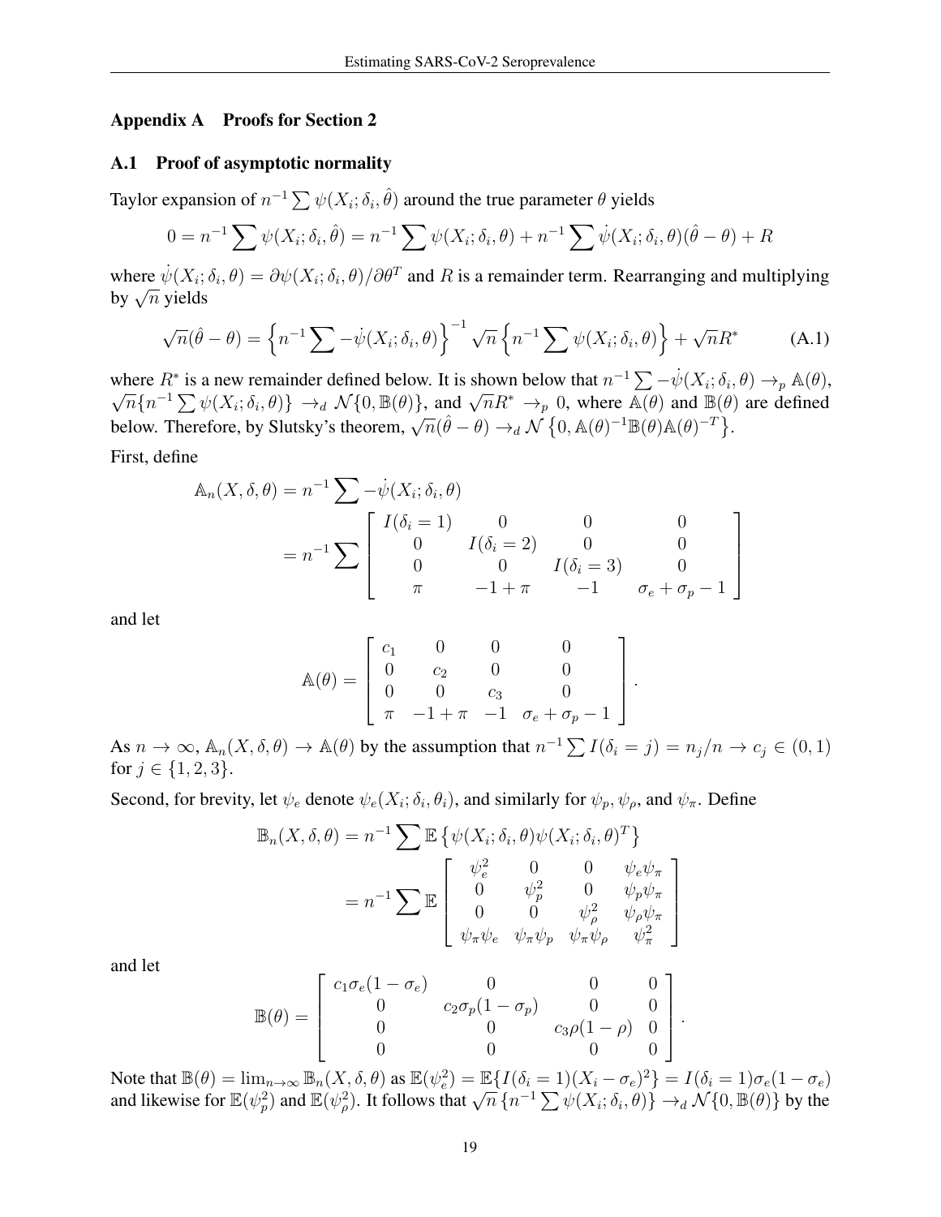## Appendix A Proofs for Section 2

### A.1 Proof of asymptotic normality

Taylor expansion of $n^{-1}\sum \psi(X_i;\delta_i,\hat{\theta})$ around the true parameter $\theta$ yields

$$0 = n^{-1}\sum \psi(X_i;\delta_i,\hat{\theta}) = n^{-1}\sum \psi(X_i;\delta_i,\theta) + n^{-1}\sum \dot{\psi}(X_i;\delta_i,\theta)(\hat{\theta}-\theta) + R$$

where $\dot{\psi}(X_i;\delta_i,\theta) = \partial\psi(X_i;\delta_i,\theta)/\partial\theta^T$ and $R$ is a remainder term. Rearranging and multiplying by $\sqrt{n}$ yields

$$\sqrt{n}(\hat{\theta}-\theta) = \left\{n^{-1}\sum -\dot{\psi}(X_i;\delta_i,\theta)\right\}^{-1}\sqrt{n}\left\{n^{-1}\sum \psi(X_i;\delta_i,\theta)\right\} + \sqrt{n}R^* \tag{A.1}$$

where $R^*$ is a new remainder defined below. It is shown below that $n^{-1}\sum -\dot{\psi}(X_i;\delta_i,\theta) \to_p \mathbb{A}(\theta)$, $\sqrt{n}\{n^{-1}\sum \psi(X_i;\delta_i,\theta)\} \to_d \mathcal{N}\{0,\mathbb{B}(\theta)\}$, and $\sqrt{n}R^* \to_p 0$, where $\mathbb{A}(\theta)$ and $\mathbb{B}(\theta)$ are defined below. Therefore, by Slutsky's theorem, $\sqrt{n}(\hat{\theta}-\theta) \to_d \mathcal{N}\left\{0,\mathbb{A}(\theta)^{-1}\mathbb{B}(\theta)\mathbb{A}(\theta)^{-T}\right\}$.

First, define

$$\begin{aligned}
\mathbb{A}_n(X,\delta,\theta) &= n^{-1}\sum -\dot{\psi}(X_i;\delta_i,\theta) \\
&= n^{-1}\sum \begin{bmatrix} I(\delta_i=1) & 0 & 0 & 0 \\ 0 & I(\delta_i=2) & 0 & 0 \\ 0 & 0 & I(\delta_i=3) & 0 \\ \pi & -1+\pi & -1 & \sigma_e+\sigma_p-1 \end{bmatrix}
\end{aligned}$$

and let

$$\mathbb{A}(\theta) = \begin{bmatrix} c_1 & 0 & 0 & 0 \\ 0 & c_2 & 0 & 0 \\ 0 & 0 & c_3 & 0 \\ \pi & -1+\pi & -1 & \sigma_e+\sigma_p-1 \end{bmatrix}.$$

As $n\to\infty$, $\mathbb{A}_n(X,\delta,\theta) \to \mathbb{A}(\theta)$ by the assumption that $n^{-1}\sum I(\delta_i=j) = n_j/n \to c_j \in (0,1)$ for $j\in\{1,2,3\}$.

Second, for brevity, let $\psi_e$ denote $\psi_e(X_i;\delta_i,\theta_i)$, and similarly for $\psi_p$, $\psi_\rho$, and $\psi_\pi$. Define

$$\begin{aligned}
\mathbb{B}_n(X,\delta,\theta) &= n^{-1}\sum \mathbb{E}\left\{\psi(X_i;\delta_i,\theta)\psi(X_i;\delta_i,\theta)^T\right\} \\
&= n^{-1}\sum \mathbb{E}\begin{bmatrix} \psi_e^2 & 0 & 0 & \psi_e\psi_\pi \\ 0 & \psi_p^2 & 0 & \psi_p\psi_\pi \\ 0 & 0 & \psi_\rho^2 & \psi_\rho\psi_\pi \\ \psi_\pi\psi_e & \psi_\pi\psi_p & \psi_\pi\psi_\rho & \psi_\pi^2 \end{bmatrix}
\end{aligned}$$

and let

$$\mathbb{B}(\theta) = \begin{bmatrix} c_1\sigma_e(1-\sigma_e) & 0 & 0 & 0 \\ 0 & c_2\sigma_p(1-\sigma_p) & 0 & 0 \\ 0 & 0 & c_3\rho(1-\rho) & 0 \\ 0 & 0 & 0 & 0 \end{bmatrix}.$$

Note that $\mathbb{B}(\theta) = \lim_{n\to\infty}\mathbb{B}_n(X,\delta,\theta)$ as $\mathbb{E}(\psi_e^2) = \mathbb{E}\{I(\delta_i=1)(X_i-\sigma_e)^2\} = I(\delta_i=1)\sigma_e(1-\sigma_e)$ and likewise for $\mathbb{E}(\psi_p^2)$ and $\mathbb{E}(\psi_\rho^2)$. It follows that $\sqrt{n}\left\{n^{-1}\sum\psi(X_i;\delta_i,\theta)\right\} \to_d \mathcal{N}\{0,\mathbb{B}(\theta)\}$ by the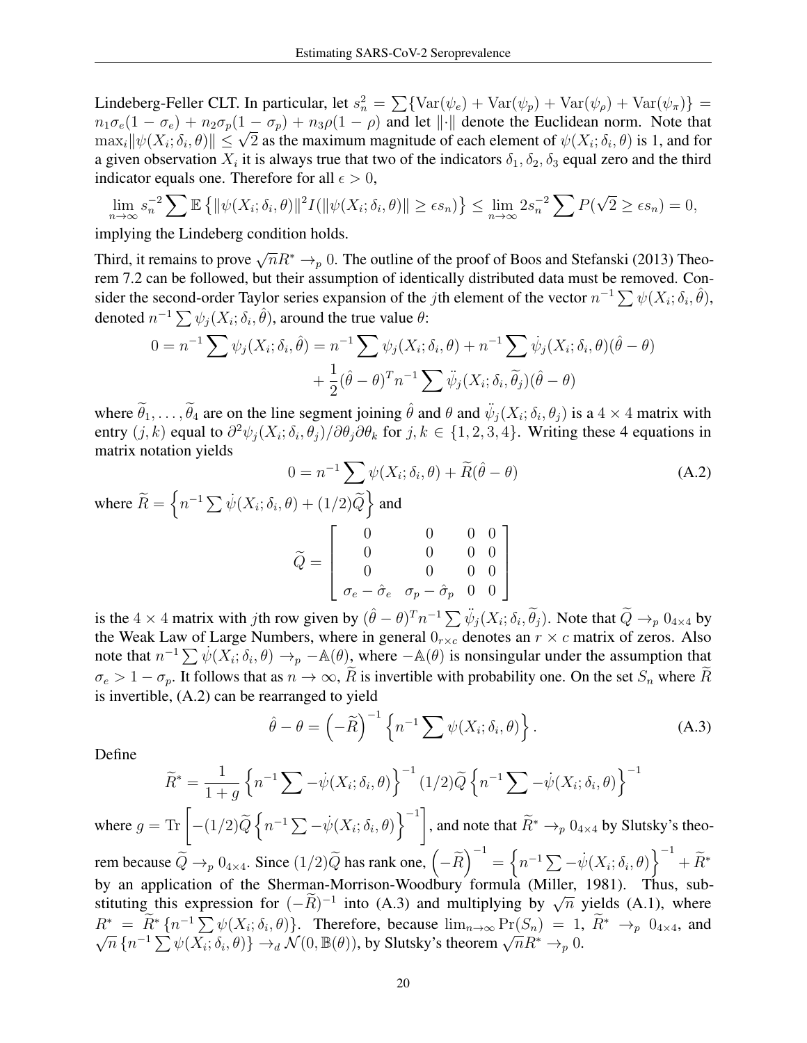Lindeberg-Feller CLT. In particular, let $s_n^2 = \sum\{\text{Var}(\psi_e) + \text{Var}(\psi_p) + \text{Var}(\psi_\rho) + \text{Var}(\psi_\pi)\} = n_1\sigma_e(1-\sigma_e) + n_2\sigma_p(1-\sigma_p) + n_3\rho(1-\rho)$ and let $\|\cdot\|$ denote the Euclidean norm. Note that $\max_i \|\psi(X_i;\delta_i,\theta)\| \leq \sqrt{2}$ as the maximum magnitude of each element of $\psi(X_i;\delta_i,\theta)$ is 1, and for a given observation $X_i$ it is always true that two of the indicators $\delta_1, \delta_2, \delta_3$ equal zero and the third indicator equals one. Therefore for all $\epsilon > 0$,

$$\lim_{n\to\infty} s_n^{-2} \sum \mathbb{E}\left\{\|\psi(X_i;\delta_i,\theta)\|^2 I(\|\psi(X_i;\delta_i,\theta)\| \geq \epsilon s_n)\right\} \leq \lim_{n\to\infty} 2 s_n^{-2} \sum P(\sqrt{2} \geq \epsilon s_n) = 0,$$

implying the Lindeberg condition holds.

Third, it remains to prove $\sqrt{n}R^* \to_p 0$. The outline of the proof of Boos and Stefanski (2013) Theorem 7.2 can be followed, but their assumption of identically distributed data must be removed. Consider the second-order Taylor series expansion of the $j$th element of the vector $n^{-1}\sum \psi(X_i;\delta_i,\hat{\theta})$, denoted $n^{-1}\sum \psi_j(X_i;\delta_i,\hat{\theta})$, around the true value $\theta$:

$$\begin{aligned} 0 = n^{-1}\sum \psi_j(X_i;\delta_i,\hat{\theta}) &= n^{-1}\sum \psi_j(X_i;\delta_i,\theta) + n^{-1}\sum \dot{\psi}_j(X_i;\delta_i,\theta)(\hat{\theta}-\theta) \\ &\quad + \frac{1}{2}(\hat{\theta}-\theta)^T n^{-1}\sum \ddot{\psi}_j(X_i;\delta_i,\widetilde{\theta}_j)(\hat{\theta}-\theta) \end{aligned}$$

where $\widetilde{\theta}_1, \ldots, \widetilde{\theta}_4$ are on the line segment joining $\hat{\theta}$ and $\theta$ and $\ddot{\psi}_j(X_i;\delta_i,\theta_j)$ is a $4\times 4$ matrix with entry $(j,k)$ equal to $\partial^2\psi_j(X_i;\delta_i,\theta_j)/\partial\theta_j\partial\theta_k$ for $j,k \in \{1,2,3,4\}$. Writing these 4 equations in matrix notation yields

$$0 = n^{-1}\sum \psi(X_i;\delta_i,\theta) + \widetilde{R}(\hat{\theta}-\theta) \tag{A.2}$$

where $\widetilde{R} = \left\{n^{-1}\sum \dot{\psi}(X_i;\delta_i,\theta) + (1/2)\widetilde{Q}\right\}$ and

$$\widetilde{Q} = \begin{bmatrix} 0 & 0 & 0 & 0 \\ 0 & 0 & 0 & 0 \\ 0 & 0 & 0 & 0 \\ \sigma_e - \hat{\sigma}_e & \sigma_p - \hat{\sigma}_p & 0 & 0 \end{bmatrix}$$

is the $4\times 4$ matrix with $j$th row given by $(\hat{\theta}-\theta)^T n^{-1}\sum \ddot{\psi}_j(X_i;\delta_i,\widetilde{\theta}_j)$. Note that $\widetilde{Q} \to_p 0_{4\times 4}$ by the Weak Law of Large Numbers, where in general $0_{r\times c}$ denotes an $r \times c$ matrix of zeros. Also note that $n^{-1}\sum \dot{\psi}(X_i;\delta_i,\theta) \to_p -\mathbb{A}(\theta)$, where $-\mathbb{A}(\theta)$ is nonsingular under the assumption that $\sigma_e > 1-\sigma_p$. It follows that as $n \to \infty$, $\widetilde{R}$ is invertible with probability one. On the set $S_n$ where $\widetilde{R}$ is invertible, (A.2) can be rearranged to yield

$$\hat{\theta} - \theta = \left(-\widetilde{R}\right)^{-1}\left\{n^{-1}\sum \psi(X_i;\delta_i,\theta)\right\}. \tag{A.3}$$

Define

$$\widetilde{R}^* = \frac{1}{1+g}\left\{n^{-1}\sum -\dot{\psi}(X_i;\delta_i,\theta)\right\}^{-1}(1/2)\widetilde{Q}\left\{n^{-1}\sum -\dot{\psi}(X_i;\delta_i,\theta)\right\}^{-1}$$

where $g = \text{Tr}\left[-(1/2)\widetilde{Q}\left\{n^{-1}\sum -\dot{\psi}(X_i;\delta_i,\theta)\right\}^{-1}\right]$, and note that $\widetilde{R}^* \to_p 0_{4\times 4}$ by Slutsky's theorem because $\widetilde{Q} \to_p 0_{4\times 4}$. Since $(1/2)\widetilde{Q}$ has rank one, $\left(-\widetilde{R}\right)^{-1} = \left\{n^{-1}\sum -\dot{\psi}(X_i;\delta_i,\theta)\right\}^{-1} + \widetilde{R}^*$ by an application of the Sherman-Morrison-Woodbury formula (Miller, 1981). Thus, substituting this expression for $(-\widetilde{R})^{-1}$ into (A.3) and multiplying by $\sqrt{n}$ yields (A.1), where $R^* = \widetilde{R}^*\{n^{-1}\sum \psi(X_i;\delta_i,\theta)\}$. Therefore, because $\lim_{n\to\infty}\Pr(S_n) = 1$, $\widetilde{R}^* \to_p 0_{4\times 4}$, and $\sqrt{n}\{n^{-1}\sum \psi(X_i;\delta_i,\theta)\} \to_d \mathcal{N}(0,\mathbb{B}(\theta))$, by Slutsky's theorem $\sqrt{n}R^* \to_p 0$.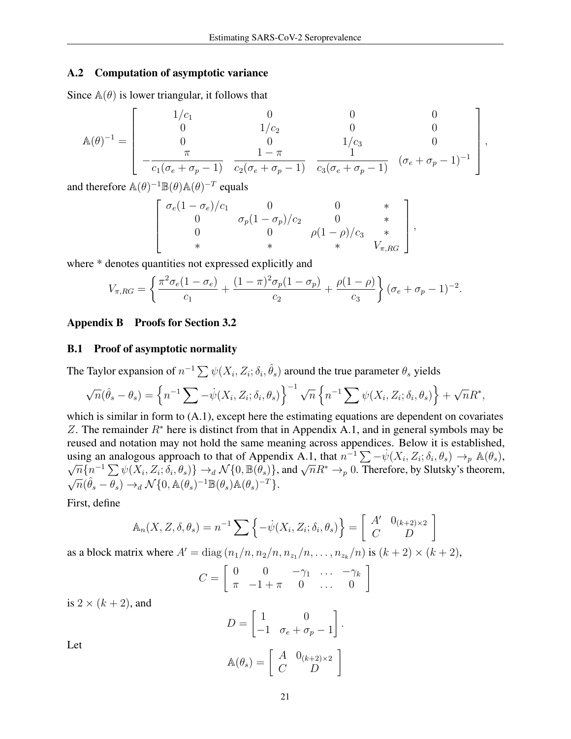### A.2 Computation of asymptotic variance

Since $\mathbb{A}(\theta)$ is lower triangular, it follows that

$$\mathbb{A}(\theta)^{-1} = \begin{bmatrix} 1/c_1 & 0 & 0 & 0 \\ 0 & 1/c_2 & 0 & 0 \\ 0 & 0 & 1/c_3 & 0 \\ -\dfrac{\pi}{c_1(\sigma_e + \sigma_p - 1)} & \dfrac{1-\pi}{c_2(\sigma_e + \sigma_p - 1)} & \dfrac{1}{c_3(\sigma_e + \sigma_p - 1)} & (\sigma_e + \sigma_p - 1)^{-1} \end{bmatrix},$$

and therefore $\mathbb{A}(\theta)^{-1}\mathbb{B}(\theta)\mathbb{A}(\theta)^{-T}$ equals

$$\begin{bmatrix} \sigma_e(1-\sigma_e)/c_1 & 0 & 0 & * \\ 0 & \sigma_p(1-\sigma_p)/c_2 & 0 & * \\ 0 & 0 & \rho(1-\rho)/c_3 & * \\ * & * & * & V_{\pi,RG} \end{bmatrix},$$

where * denotes quantities not expressed explicitly and

$$V_{\pi,RG} = \left\{ \frac{\pi^2 \sigma_e(1-\sigma_e)}{c_1} + \frac{(1-\pi)^2 \sigma_p(1-\sigma_p)}{c_2} + \frac{\rho(1-\rho)}{c_3} \right\} (\sigma_e + \sigma_p - 1)^{-2}.$$

## Appendix B Proofs for Section 3.2

### B.1 Proof of asymptotic normality

The Taylor expansion of $n^{-1}\sum \psi(X_i, Z_i; \delta_i, \hat{\theta}_s)$ around the true parameter $\theta_s$ yields

$$\sqrt{n}(\hat{\theta}_s - \theta_s) = \left\{ n^{-1} \sum -\dot{\psi}(X_i, Z_i; \delta_i, \theta_s) \right\}^{-1} \sqrt{n} \left\{ n^{-1} \sum \psi(X_i, Z_i; \delta_i, \theta_s) \right\} + \sqrt{n}R^*,$$

which is similar in form to (A.1), except here the estimating equations are dependent on covariates $Z$. The remainder $R^*$ here is distinct from that in Appendix A.1, and in general symbols may be reused and notation may not hold the same meaning across appendices. Below it is established, using an analogous approach to that of Appendix A.1, that $n^{-1}\sum -\dot{\psi}(X_i, Z_i; \delta_i, \theta_s) \to_p \mathbb{A}(\theta_s)$, $\sqrt{n}\{n^{-1}\sum \psi(X_i, Z_i; \delta_i, \theta_s)\} \to_d \mathcal{N}\{0, \mathbb{B}(\theta_s)\}$, and $\sqrt{n}R^* \to_p 0$. Therefore, by Slutsky's theorem, $\sqrt{n}(\hat{\theta}_s - \theta_s) \to_d \mathcal{N}\{0, \mathbb{A}(\theta_s)^{-1}\mathbb{B}(\theta_s)\mathbb{A}(\theta_s)^{-T}\}$.

First, define

$$\mathbb{A}_n(X, Z, \delta, \theta_s) = n^{-1} \sum \left\{ -\dot{\psi}(X_i, Z_i; \delta_i, \theta_s) \right\} = \begin{bmatrix} A' & 0_{(k+2)\times 2} \\ C & D \end{bmatrix}$$

as a block matrix where $A' = \operatorname{diag}(n_1/n, n_2/n, n_{z_1}/n, \ldots, n_{z_k}/n)$ is $(k+2)\times(k+2)$,

$$C = \begin{bmatrix} 0 & 0 & -\gamma_1 & \ldots & -\gamma_k \\ \pi & -1+\pi & 0 & \ldots & 0 \end{bmatrix}$$

is $2 \times (k+2)$, and

$$D = \begin{bmatrix} 1 & 0 \\ -1 & \sigma_e + \sigma_p - 1 \end{bmatrix}.$$

Let

$$\mathbb{A}(\theta_s) = \begin{bmatrix} A & 0_{(k+2)\times 2} \\ C & D \end{bmatrix}$$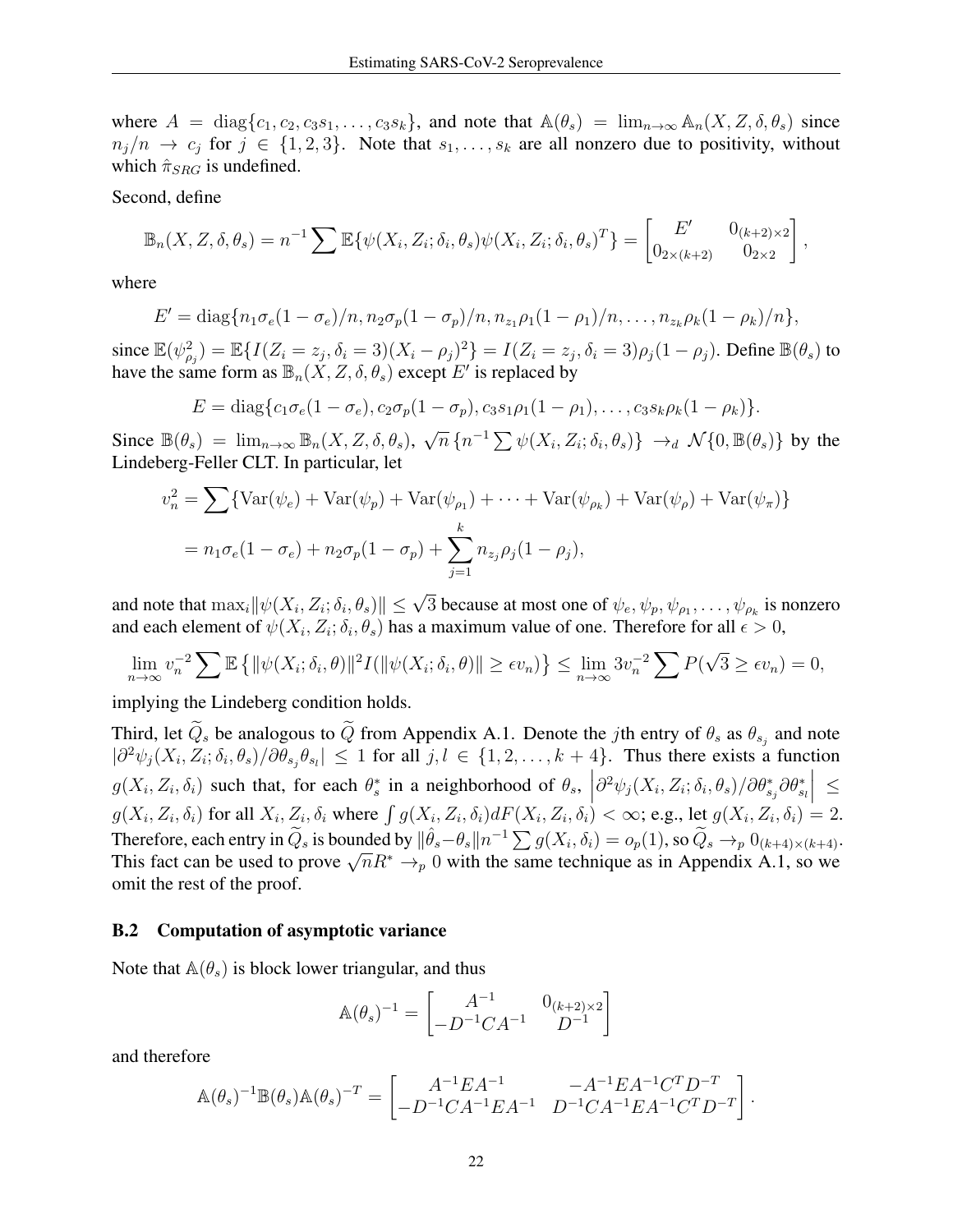where $A = \text{diag}\{c_1, c_2, c_3 s_1, \ldots, c_3 s_k\}$, and note that $\mathbb{A}(\theta_s) = \lim_{n\to\infty} \mathbb{A}_n(X, Z, \delta, \theta_s)$ since $n_j/n \to c_j$ for $j \in \{1, 2, 3\}$. Note that $s_1, \ldots, s_k$ are all nonzero due to positivity, without which $\hat{\pi}_{SRG}$ is undefined.

Second, define

$$\mathbb{B}_n(X, Z, \delta, \theta_s) = n^{-1} \sum \mathbb{E}\{\psi(X_i, Z_i; \delta_i, \theta_s)\psi(X_i, Z_i; \delta_i, \theta_s)^T\} = \begin{bmatrix} E' & 0_{(k+2)\times 2} \\ 0_{2\times(k+2)} & 0_{2\times 2} \end{bmatrix},$$

where

$$E' = \text{diag}\{n_1\sigma_e(1-\sigma_e)/n, n_2\sigma_p(1-\sigma_p)/n, n_{z_1}\rho_1(1-\rho_1)/n, \ldots, n_{z_k}\rho_k(1-\rho_k)/n\},$$

since $\mathbb{E}(\psi_{\rho_j}^2) = \mathbb{E}\{I(Z_i = z_j, \delta_i = 3)(X_i - \rho_j)^2\} = I(Z_i = z_j, \delta_i = 3)\rho_j(1-\rho_j)$. Define $\mathbb{B}(\theta_s)$ to have the same form as $\mathbb{B}_n(X, Z, \delta, \theta_s)$ except $E'$ is replaced by

$$E = \text{diag}\{c_1\sigma_e(1-\sigma_e), c_2\sigma_p(1-\sigma_p), c_3 s_1\rho_1(1-\rho_1), \ldots, c_3 s_k\rho_k(1-\rho_k)\}.$$

Since $\mathbb{B}(\theta_s) = \lim_{n\to\infty} \mathbb{B}_n(X, Z, \delta, \theta_s)$, $\sqrt{n}\,\{n^{-1}\sum \psi(X_i, Z_i; \delta_i, \theta_s)\} \to_d \mathcal{N}\{0, \mathbb{B}(\theta_s)\}$ by the Lindeberg-Feller CLT. In particular, let

$$\begin{aligned} v_n^2 &= \sum\{\text{Var}(\psi_e) + \text{Var}(\psi_p) + \text{Var}(\psi_{\rho_1}) + \cdots + \text{Var}(\psi_{\rho_k}) + \text{Var}(\psi_\rho) + \text{Var}(\psi_\pi)\} \\ &= n_1\sigma_e(1-\sigma_e) + n_2\sigma_p(1-\sigma_p) + \sum_{j=1}^{k} n_{z_j}\rho_j(1-\rho_j), \end{aligned}$$

and note that $\max_i \|\psi(X_i, Z_i; \delta_i, \theta_s)\| \le \sqrt{3}$ because at most one of $\psi_e, \psi_p, \psi_{\rho_1}, \ldots, \psi_{\rho_k}$ is nonzero and each element of $\psi(X_i, Z_i; \delta_i, \theta_s)$ has a maximum value of one. Therefore for all $\epsilon > 0$,

$$\lim_{n\to\infty} v_n^{-2} \sum \mathbb{E}\left\{\|\psi(X_i; \delta_i, \theta)\|^2 I(\|\psi(X_i; \delta_i, \theta)\| \ge \epsilon v_n)\right\} \le \lim_{n\to\infty} 3v_n^{-2} \sum P(\sqrt{3} \ge \epsilon v_n) = 0,$$

implying the Lindeberg condition holds.

Third, let $\widetilde{Q}_s$ be analogous to $\widetilde{Q}$ from Appendix A.1. Denote the $j$th entry of $\theta_s$ as $\theta_{s_j}$ and note $|\partial^2\psi_j(X_i, Z_i; \delta_i, \theta_s)/\partial\theta_{s_j}\theta_{s_l}| \le 1$ for all $j, l \in \{1, 2, \ldots, k+4\}$. Thus there exists a function $g(X_i, Z_i, \delta_i)$ such that, for each $\theta_s^*$ in a neighborhood of $\theta_s$, $\left|\partial^2\psi_j(X_i, Z_i; \delta_i, \theta_s)/\partial\theta_{s_j}^*\partial\theta_{s_l}^*\right| \le g(X_i, Z_i, \delta_i)$ for all $X_i, Z_i, \delta_i$ where $\int g(X_i, Z_i, \delta_i)dF(X_i, Z_i, \delta_i) < \infty$; e.g., let $g(X_i, Z_i, \delta_i) = 2$. Therefore, each entry in $\widetilde{Q}_s$ is bounded by $\|\hat{\theta}_s - \theta_s\| n^{-1}\sum g(X_i, \delta_i) = o_p(1)$, so $\widetilde{Q}_s \to_p 0_{(k+4)\times(k+4)}$. This fact can be used to prove $\sqrt{n}R^* \to_p 0$ with the same technique as in Appendix A.1, so we omit the rest of the proof.

### B.2 Computation of asymptotic variance

Note that $\mathbb{A}(\theta_s)$ is block lower triangular, and thus

$$\mathbb{A}(\theta_s)^{-1} = \begin{bmatrix} A^{-1} & 0_{(k+2)\times 2} \\ -D^{-1}CA^{-1} & D^{-1} \end{bmatrix}$$

and therefore

$$\mathbb{A}(\theta_s)^{-1}\mathbb{B}(\theta_s)\mathbb{A}(\theta_s)^{-T} = \begin{bmatrix} A^{-1}EA^{-1} & -A^{-1}EA^{-1}C^TD^{-T} \\ -D^{-1}CA^{-1}EA^{-1} & D^{-1}CA^{-1}EA^{-1}C^TD^{-T} \end{bmatrix}.$$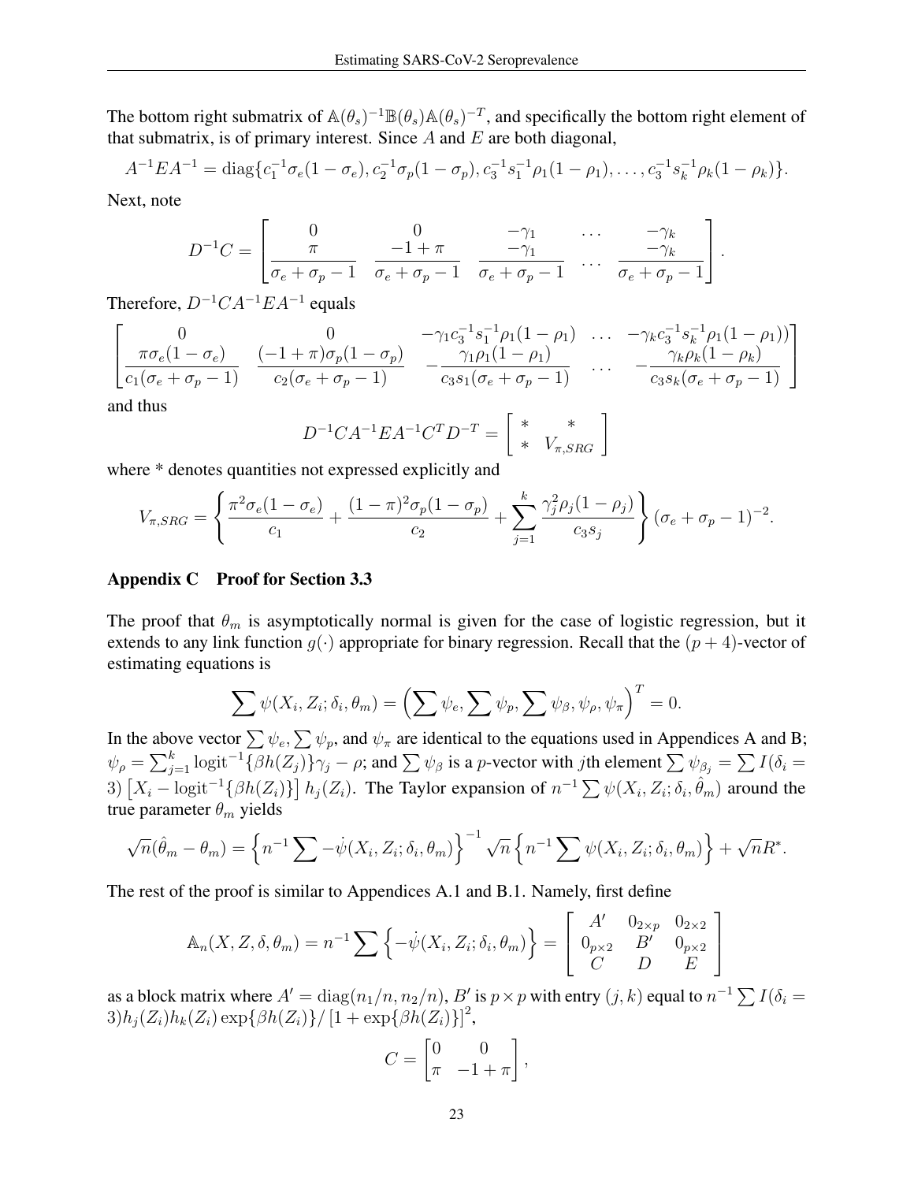The bottom right submatrix of $\mathbb{A}(\theta_s)^{-1}\mathbb{B}(\theta_s)\mathbb{A}(\theta_s)^{-T}$, and specifically the bottom right element of that submatrix, is of primary interest. Since $A$ and $E$ are both diagonal,

$$A^{-1}EA^{-1} = \text{diag}\{c_1^{-1}\sigma_e(1-\sigma_e), c_2^{-1}\sigma_p(1-\sigma_p), c_3^{-1}s_1^{-1}\rho_1(1-\rho_1), \ldots, c_3^{-1}s_k^{-1}\rho_k(1-\rho_k)\}.$$

Next, note

$$D^{-1}C = \begin{bmatrix} 0 & 0 & -\gamma_1 & \ldots & -\gamma_k \\ \dfrac{\pi}{\sigma_e+\sigma_p-1} & \dfrac{-1+\pi}{\sigma_e+\sigma_p-1} & \dfrac{-\gamma_1}{\sigma_e+\sigma_p-1} & \ldots & \dfrac{-\gamma_k}{\sigma_e+\sigma_p-1} \end{bmatrix}.$$

Therefore, $D^{-1}CA^{-1}EA^{-1}$ equals

$$\begin{bmatrix} 0 & 0 & -\gamma_1 c_3^{-1}s_1^{-1}\rho_1(1-\rho_1) & \ldots & -\gamma_k c_3^{-1}s_k^{-1}\rho_1(1-\rho_1)) \\ \dfrac{\pi\sigma_e(1-\sigma_e)}{c_1(\sigma_e+\sigma_p-1)} & \dfrac{(-1+\pi)\sigma_p(1-\sigma_p)}{c_2(\sigma_e+\sigma_p-1)} & -\dfrac{\gamma_1\rho_1(1-\rho_1)}{c_3s_1(\sigma_e+\sigma_p-1)} & \ldots & -\dfrac{\gamma_k\rho_k(1-\rho_k)}{c_3s_k(\sigma_e+\sigma_p-1)} \end{bmatrix}$$

and thus

$$D^{-1}CA^{-1}EA^{-1}C^TD^{-T} = \begin{bmatrix} * & * \\ * & V_{\pi,SRG} \end{bmatrix}$$

where * denotes quantities not expressed explicitly and

$$V_{\pi,SRG} = \left\{\frac{\pi^2\sigma_e(1-\sigma_e)}{c_1} + \frac{(1-\pi)^2\sigma_p(1-\sigma_p)}{c_2} + \sum_{j=1}^{k}\frac{\gamma_j^2\rho_j(1-\rho_j)}{c_3s_j}\right\}(\sigma_e+\sigma_p-1)^{-2}.$$

## Appendix C Proof for Section 3.3

The proof that $\theta_m$ is asymptotically normal is given for the case of logistic regression, but it extends to any link function $g(\cdot)$ appropriate for binary regression. Recall that the $(p+4)$-vector of estimating equations is

$$\sum \psi(X_i, Z_i; \delta_i, \theta_m) = \left(\sum \psi_e, \sum \psi_p, \sum \psi_\beta, \psi_\rho, \psi_\pi\right)^T = 0.$$

In the above vector $\sum \psi_e, \sum \psi_p$, and $\psi_\pi$ are identical to the equations used in Appendices A and B; $\psi_\rho = \sum_{j=1}^{k} \text{logit}^{-1}\{\beta h(Z_j)\}\gamma_j - \rho$; and $\sum \psi_\beta$ is a $p$-vector with $j$th element $\sum \psi_{\beta_j} = \sum I(\delta_i = 3)\left[X_i - \text{logit}^{-1}\{\beta h(Z_i)\}\right]h_j(Z_i)$. The Taylor expansion of $n^{-1}\sum \psi(X_i, Z_i; \delta_i, \hat{\theta}_m)$ around the true parameter $\theta_m$ yields

$$\sqrt{n}(\hat{\theta}_m - \theta_m) = \left\{n^{-1}\sum -\dot{\psi}(X_i, Z_i; \delta_i, \theta_m)\right\}^{-1}\sqrt{n}\left\{n^{-1}\sum \psi(X_i, Z_i; \delta_i, \theta_m)\right\} + \sqrt{n}R^*.$$

The rest of the proof is similar to Appendices A.1 and B.1. Namely, first define

$$\mathbb{A}_n(X, Z, \delta, \theta_m) = n^{-1}\sum\left\{-\dot{\psi}(X_i, Z_i; \delta_i, \theta_m)\right\} = \begin{bmatrix} A' & 0_{2\times p} & 0_{2\times 2} \\ 0_{p\times 2} & B' & 0_{p\times 2} \\ C & D & E \end{bmatrix}$$

as a block matrix where $A' = \text{diag}(n_1/n, n_2/n)$, $B'$ is $p \times p$ with entry $(j,k)$ equal to $n^{-1}\sum I(\delta_i = 3)h_j(Z_i)h_k(Z_i)\exp\{\beta h(Z_i)\}/\left[1 + \exp\{\beta h(Z_i)\}\right]^2$,

$$C = \begin{bmatrix} 0 & 0 \\ \pi & -1+\pi \end{bmatrix},$$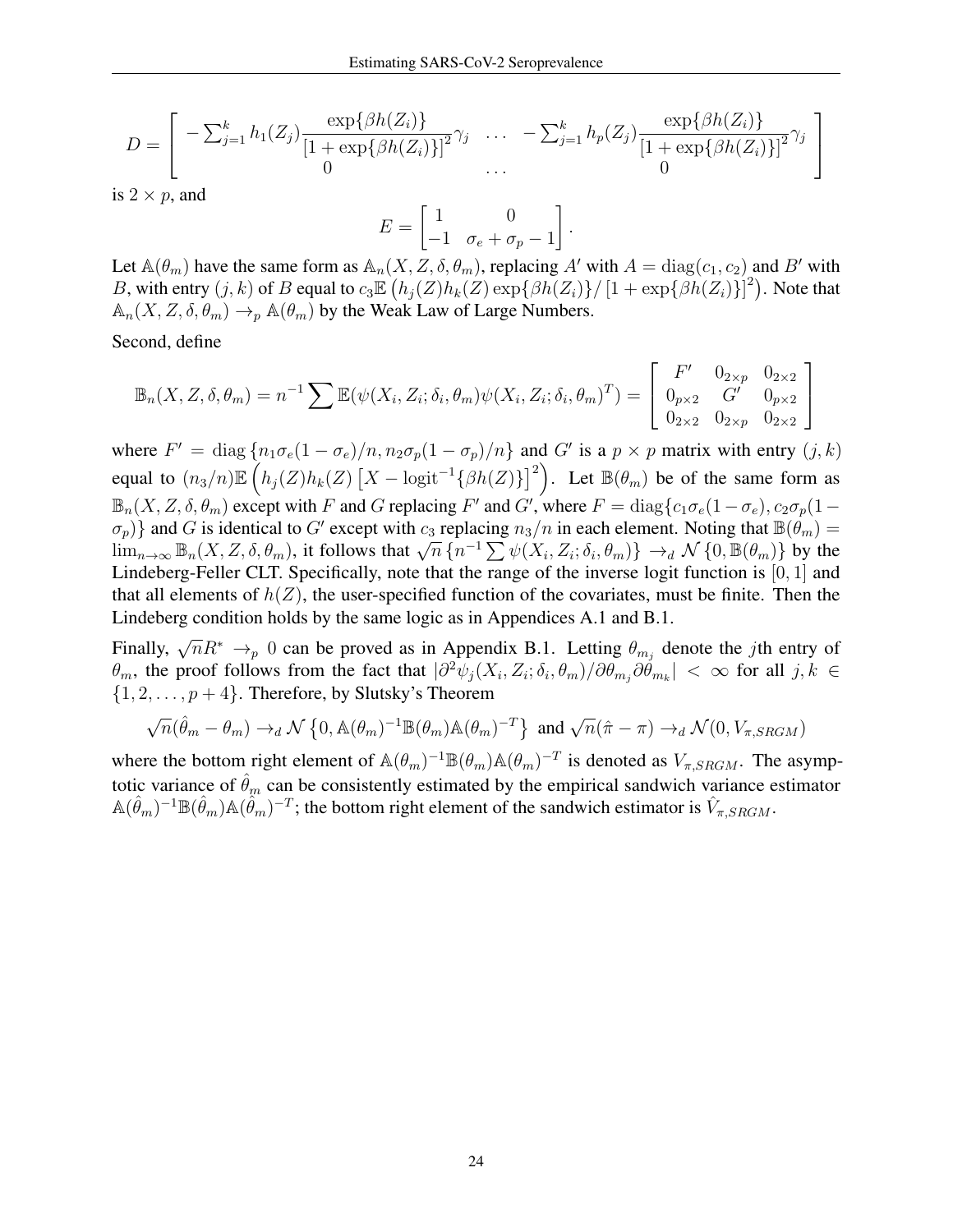$$D = \begin{bmatrix} -\sum_{j=1}^{k} h_1(Z_j) \dfrac{\exp\{\beta h(Z_i)\}}{[1+\exp\{\beta h(Z_i)\}]^2}\gamma_j & \dots & -\sum_{j=1}^{k} h_p(Z_j) \dfrac{\exp\{\beta h(Z_i)\}}{[1+\exp\{\beta h(Z_i)\}]^2}\gamma_j \\ 0 & \dots & 0 \end{bmatrix}$$

is $2 \times p$, and

$$E = \begin{bmatrix} 1 & 0 \\ -1 & \sigma_e + \sigma_p - 1 \end{bmatrix}.$$

Let $\mathbb{A}(\theta_m)$ have the same form as $\mathbb{A}_n(X, Z, \delta, \theta_m)$, replacing $A'$ with $A = \text{diag}(c_1, c_2)$ and $B'$ with $B$, with entry $(j, k)$ of $B$ equal to $c_3 \mathbb{E}\left(h_j(Z)h_k(Z)\exp\{\beta h(Z_i)\}/\left[1 + \exp\{\beta h(Z_i)\}\right]^2\right)$. Note that $\mathbb{A}_n(X, Z, \delta, \theta_m) \rightarrow_p \mathbb{A}(\theta_m)$ by the Weak Law of Large Numbers.

Second, define

$$\mathbb{B}_n(X, Z, \delta, \theta_m) = n^{-1} \sum \mathbb{E}(\psi(X_i, Z_i; \delta_i, \theta_m)\psi(X_i, Z_i; \delta_i, \theta_m)^T) = \begin{bmatrix} F' & 0_{2\times p} & 0_{2\times 2} \\ 0_{p\times 2} & G' & 0_{p\times 2} \\ 0_{2\times 2} & 0_{2\times p} & 0_{2\times 2} \end{bmatrix}$$

where $F' = \text{diag}\left\{n_1\sigma_e(1-\sigma_e)/n, n_2\sigma_p(1-\sigma_p)/n\right\}$ and $G'$ is a $p \times p$ matrix with entry $(j, k)$ equal to $(n_3/n)\mathbb{E}\left(h_j(Z)h_k(Z)\left[X - \text{logit}^{-1}\{\beta h(Z)\}\right]^2\right)$. Let $\mathbb{B}(\theta_m)$ be of the same form as $\mathbb{B}_n(X, Z, \delta, \theta_m)$ except with $F$ and $G$ replacing $F'$ and $G'$, where $F = \text{diag}\{c_1\sigma_e(1-\sigma_e), c_2\sigma_p(1-\sigma_p)\}$ and $G$ is identical to $G'$ except with $c_3$ replacing $n_3/n$ in each element. Noting that $\mathbb{B}(\theta_m) = \lim_{n\to\infty} \mathbb{B}_n(X, Z, \delta, \theta_m)$, it follows that $\sqrt{n}\left\{n^{-1}\sum \psi(X_i, Z_i; \delta_i, \theta_m)\right\} \rightarrow_d \mathcal{N}\left\{0, \mathbb{B}(\theta_m)\right\}$ by the Lindeberg-Feller CLT. Specifically, note that the range of the inverse logit function is $[0, 1]$ and that all elements of $h(Z)$, the user-specified function of the covariates, must be finite. Then the Lindeberg condition holds by the same logic as in Appendices A.1 and B.1.

Finally, $\sqrt{n}R^* \rightarrow_p 0$ can be proved as in Appendix B.1. Letting $\theta_{m_j}$ denote the $j$th entry of $\theta_m$, the proof follows from the fact that $|\partial^2\psi_j(X_i, Z_i; \delta_i, \theta_m)/\partial\theta_{m_j}\partial\theta_{m_k}| < \infty$ for all $j, k \in \{1, 2, \dots, p+4\}$. Therefore, by Slutsky's Theorem

$$\sqrt{n}(\hat{\theta}_m - \theta_m) \rightarrow_d \mathcal{N}\left\{0, \mathbb{A}(\theta_m)^{-1}\mathbb{B}(\theta_m)\mathbb{A}(\theta_m)^{-T}\right\} \text{ and } \sqrt{n}(\hat{\pi} - \pi) \rightarrow_d \mathcal{N}(0, V_{\pi,SRGM})$$

where the bottom right element of $\mathbb{A}(\theta_m)^{-1}\mathbb{B}(\theta_m)\mathbb{A}(\theta_m)^{-T}$ is denoted as $V_{\pi,SRGM}$. The asymptotic variance of $\hat{\theta}_m$ can be consistently estimated by the empirical sandwich variance estimator $\mathbb{A}(\hat{\theta}_m)^{-1}\mathbb{B}(\hat{\theta}_m)\mathbb{A}(\hat{\theta}_m)^{-T}$; the bottom right element of the sandwich estimator is $\hat{V}_{\pi,SRGM}$.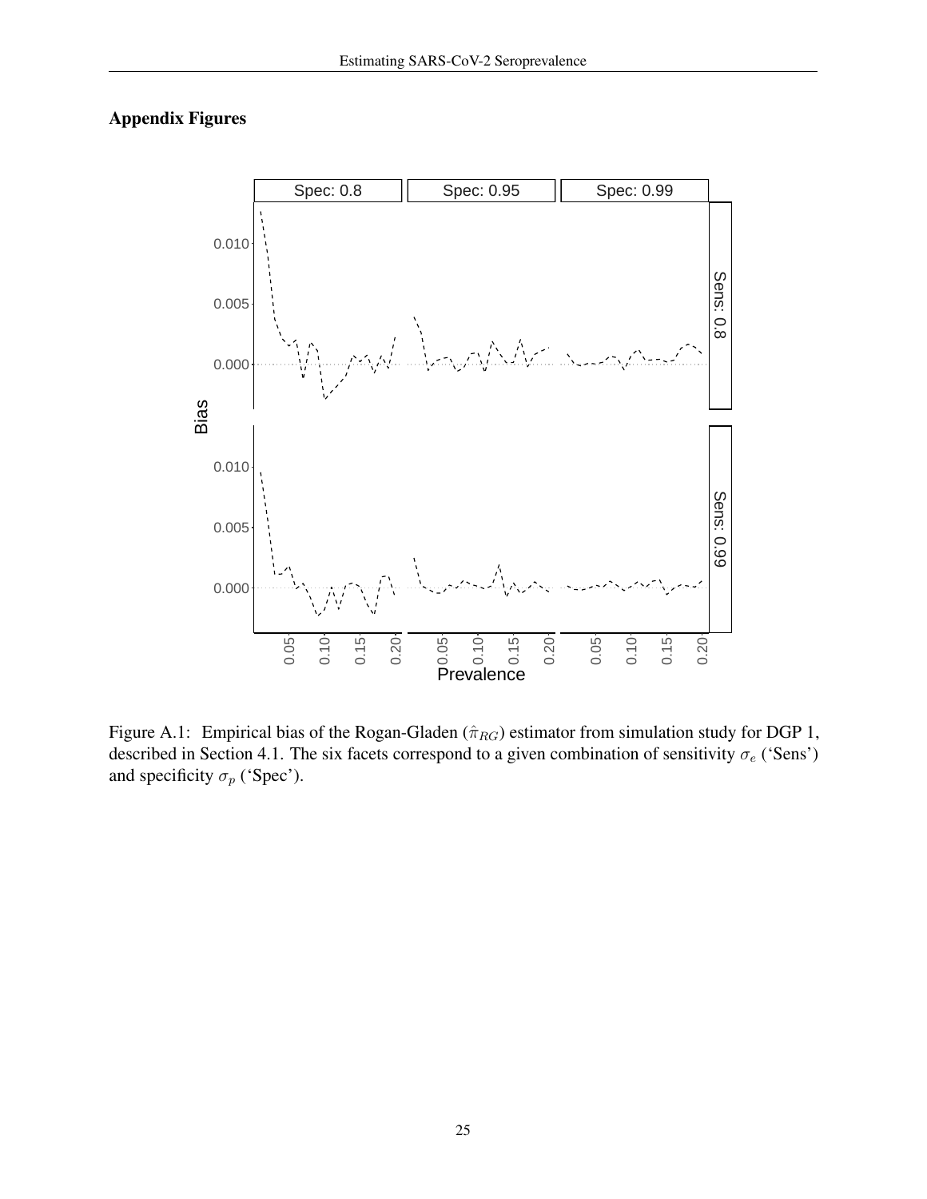## Appendix Figures

Figure A.1: Empirical bias of the Rogan-Gladen ($\hat{\pi}_{RG}$) estimator from simulation study for DGP 1, described in Section 4.1. The six facets correspond to a given combination of sensitivity $\sigma_e$ ('Sens') and specificity $\sigma_p$ ('Spec').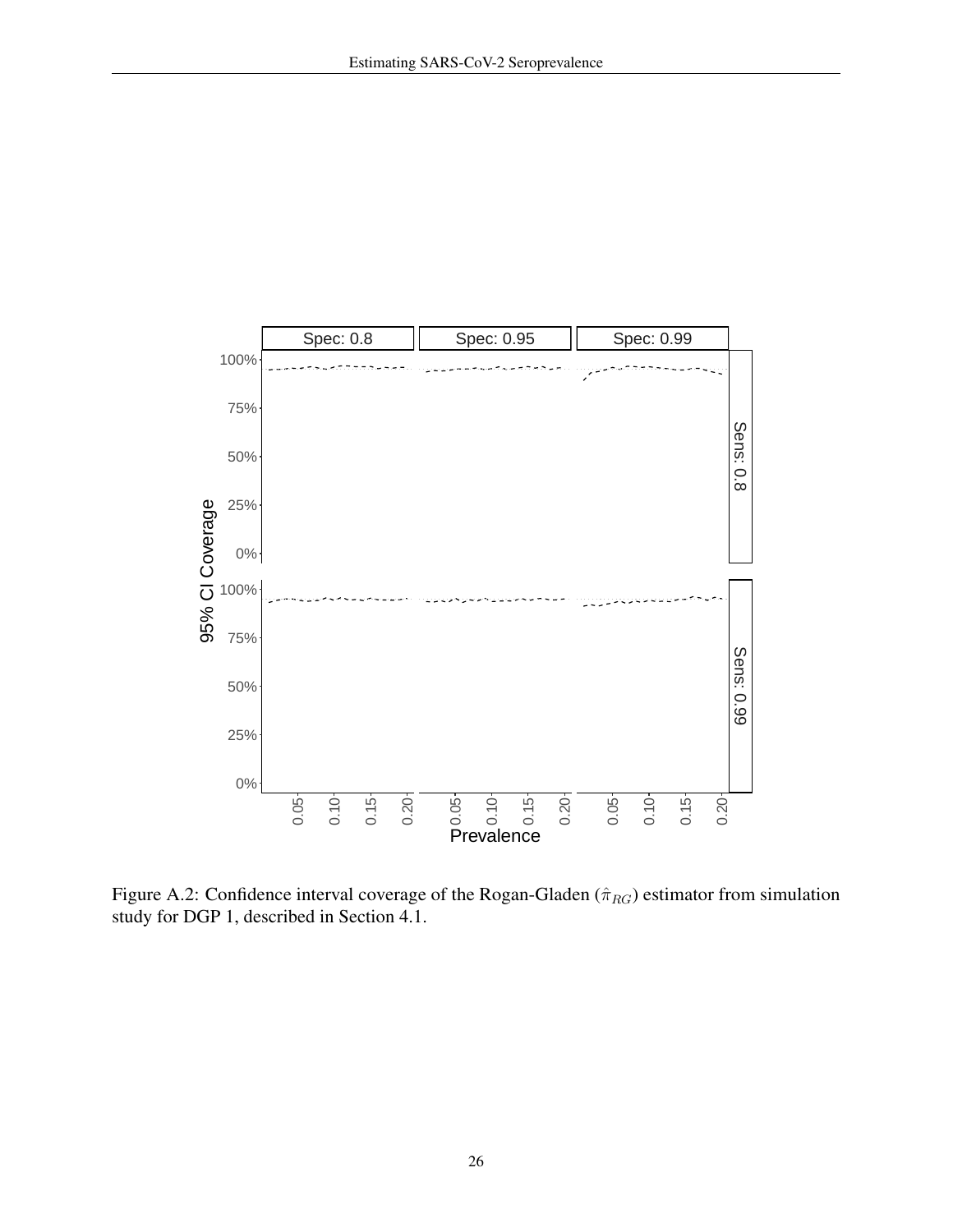Figure A.2: Confidence interval coverage of the Rogan-Gladen ($\hat{\pi}_{RG}$) estimator from simulation study for DGP 1, described in Section 4.1.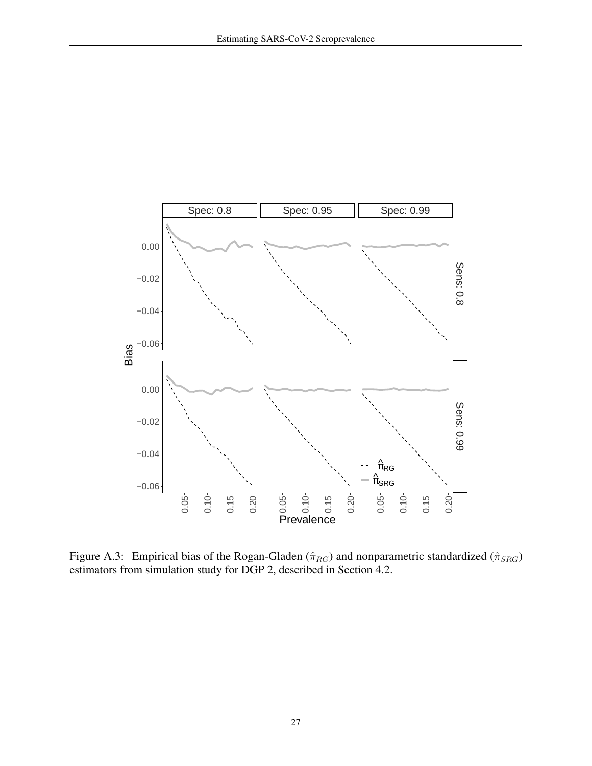Figure A.3: Empirical bias of the Rogan-Gladen ($\hat{\pi}_{RG}$) and nonparametric standardized ($\hat{\pi}_{SRG}$) estimators from simulation study for DGP 2, described in Section 4.2.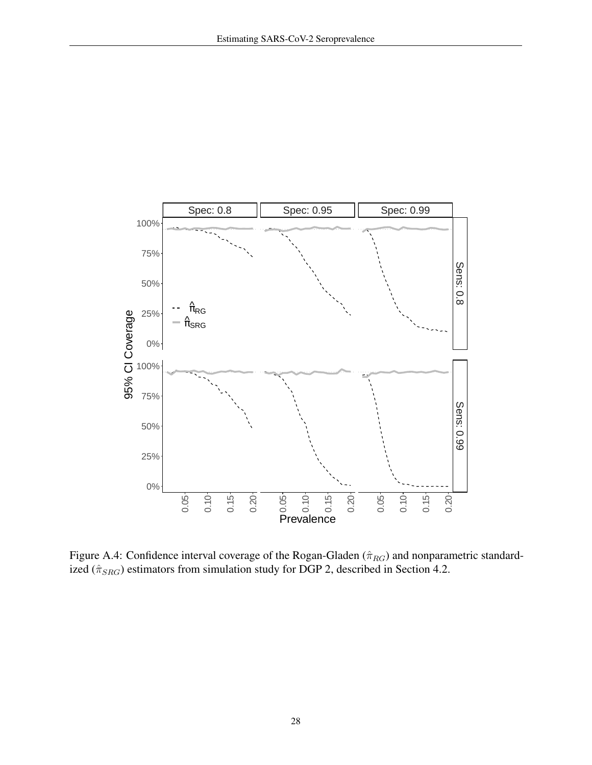Figure A.4: Confidence interval coverage of the Rogan-Gladen ($\hat{\pi}_{RG}$) and nonparametric standardized ($\hat{\pi}_{SRG}$) estimators from simulation study for DGP 2, described in Section 4.2.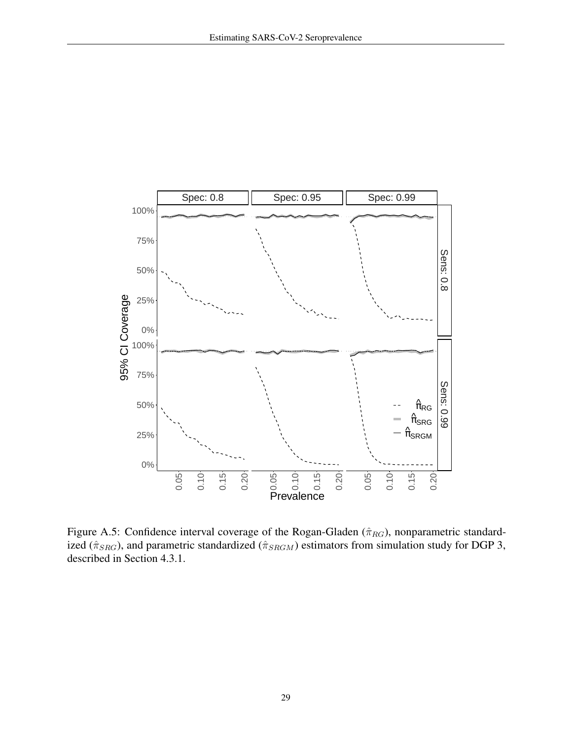Figure A.5: Confidence interval coverage of the Rogan-Gladen ($\hat{\pi}_{RG}$), nonparametric standardized ($\hat{\pi}_{SRG}$), and parametric standardized ($\hat{\pi}_{SRGM}$) estimators from simulation study for DGP 3, described in Section 4.3.1.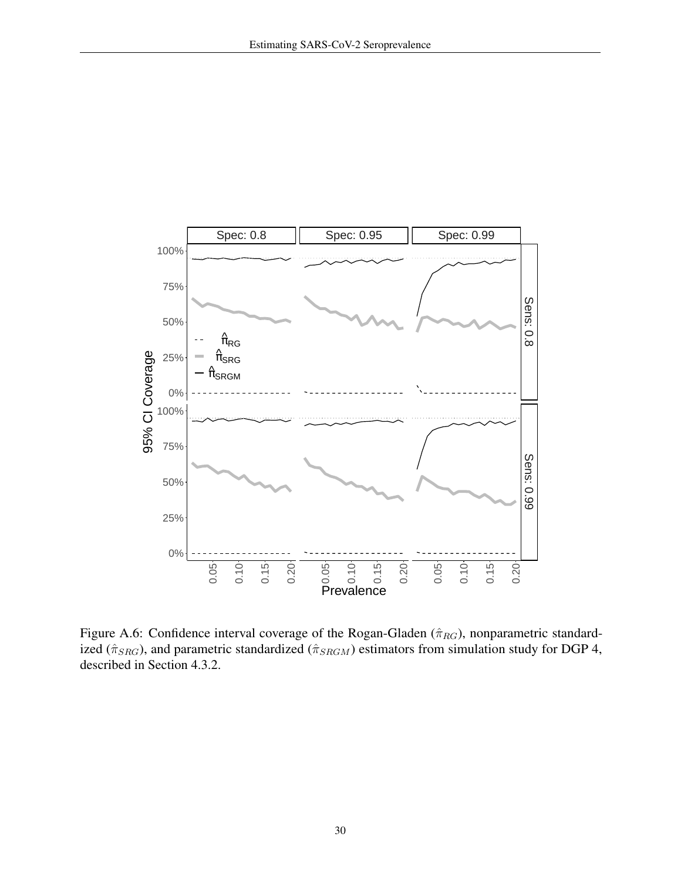Figure A.6: Confidence interval coverage of the Rogan-Gladen ($\hat{\pi}_{RG}$), nonparametric standardized ($\hat{\pi}_{SRG}$), and parametric standardized ($\hat{\pi}_{SRGM}$) estimators from simulation study for DGP 4, described in Section 4.3.2.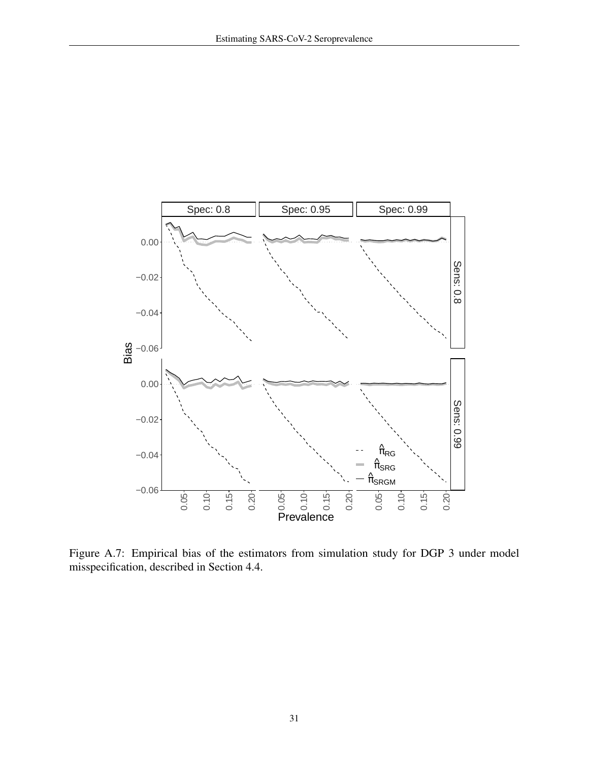Figure A.7: Empirical bias of the estimators from simulation study for DGP 3 under model misspecification, described in Section 4.4.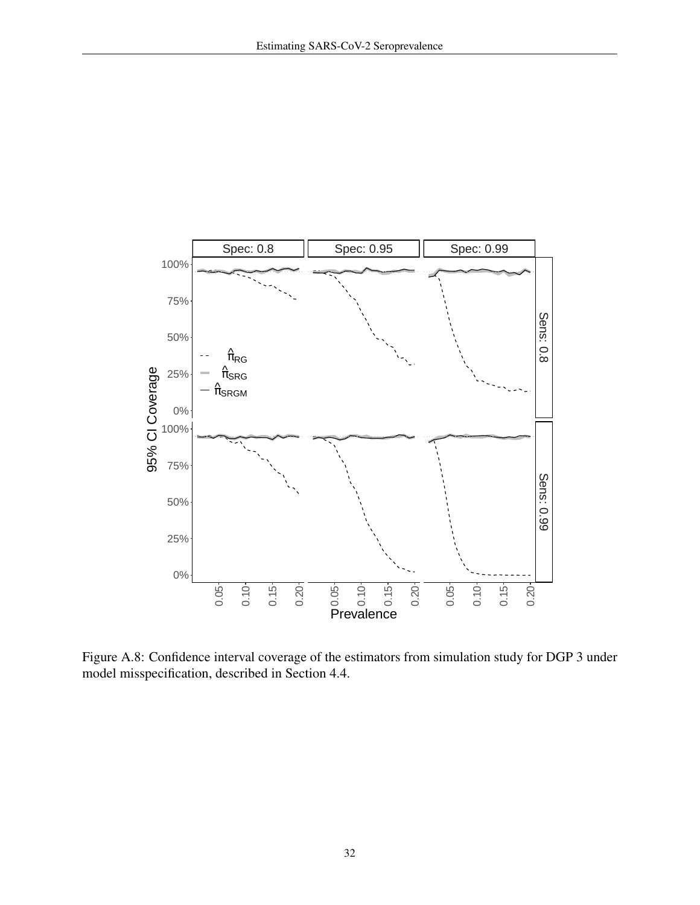Figure A.8: Confidence interval coverage of the estimators from simulation study for DGP 3 under model misspecification, described in Section 4.4.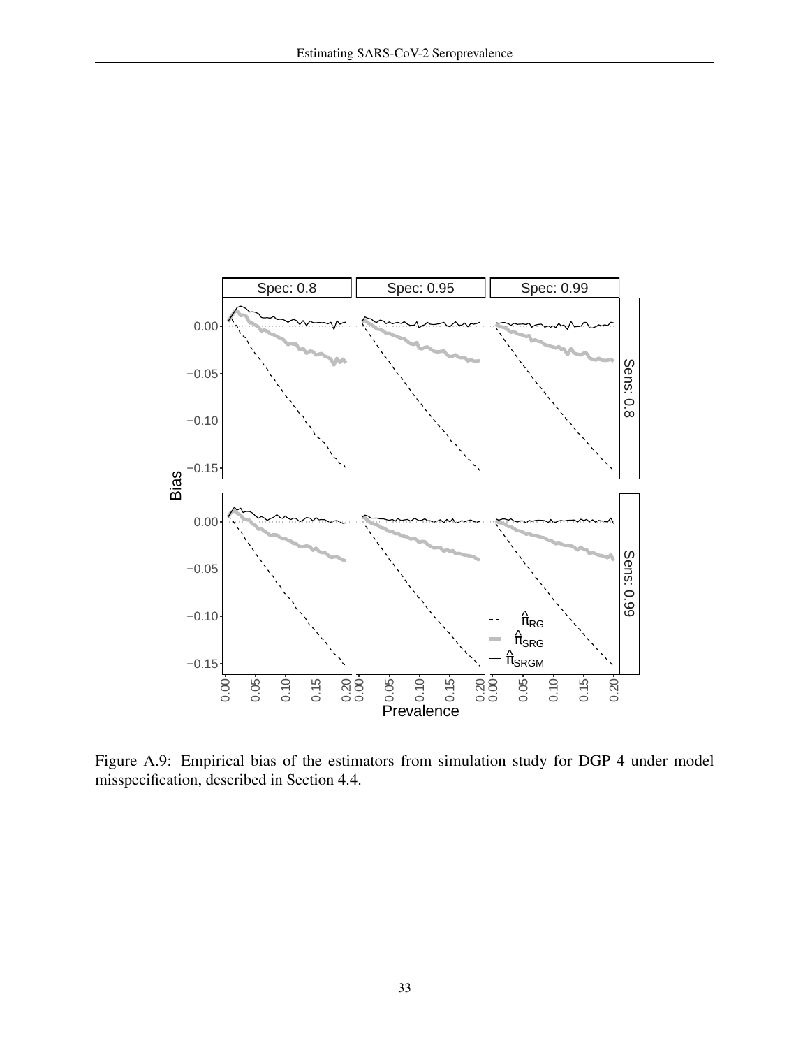Figure A.9: Empirical bias of the estimators from simulation study for DGP 4 under model misspecification, described in Section 4.4.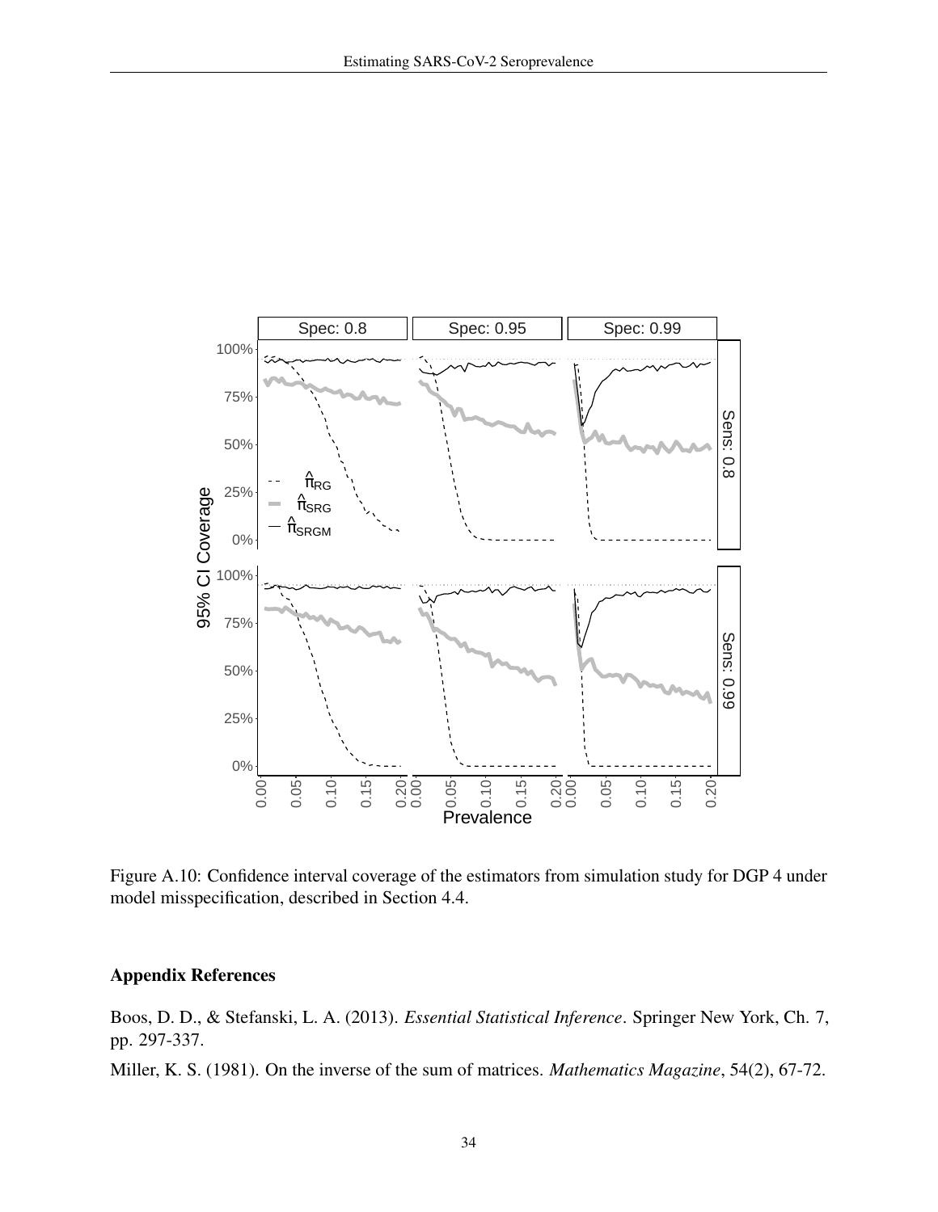Spec: 0.8

Spec: 0.95

Spec: 0.99

Sens: 0.8

Sens: 0.99

95% CI Coverage

100%

75%

50%

25%

0%

$\hat{\pi}_{RG}$

$\hat{\pi}_{SRG}$

$\hat{\pi}_{SRGM}$

0.00 0.05 0.10 0.15 0.20

Prevalence

Figure A.10: Confidence interval coverage of the estimators from simulation study for DGP 4 under model misspecification, described in Section 4.4.

## Appendix References

Boos, D. D., & Stefanski, L. A. (2013). *Essential Statistical Inference*. Springer New York, Ch. 7, pp. 297-337.

Miller, K. S. (1981). On the inverse of the sum of matrices. *Mathematics Magazine*, 54(2), 67-72.